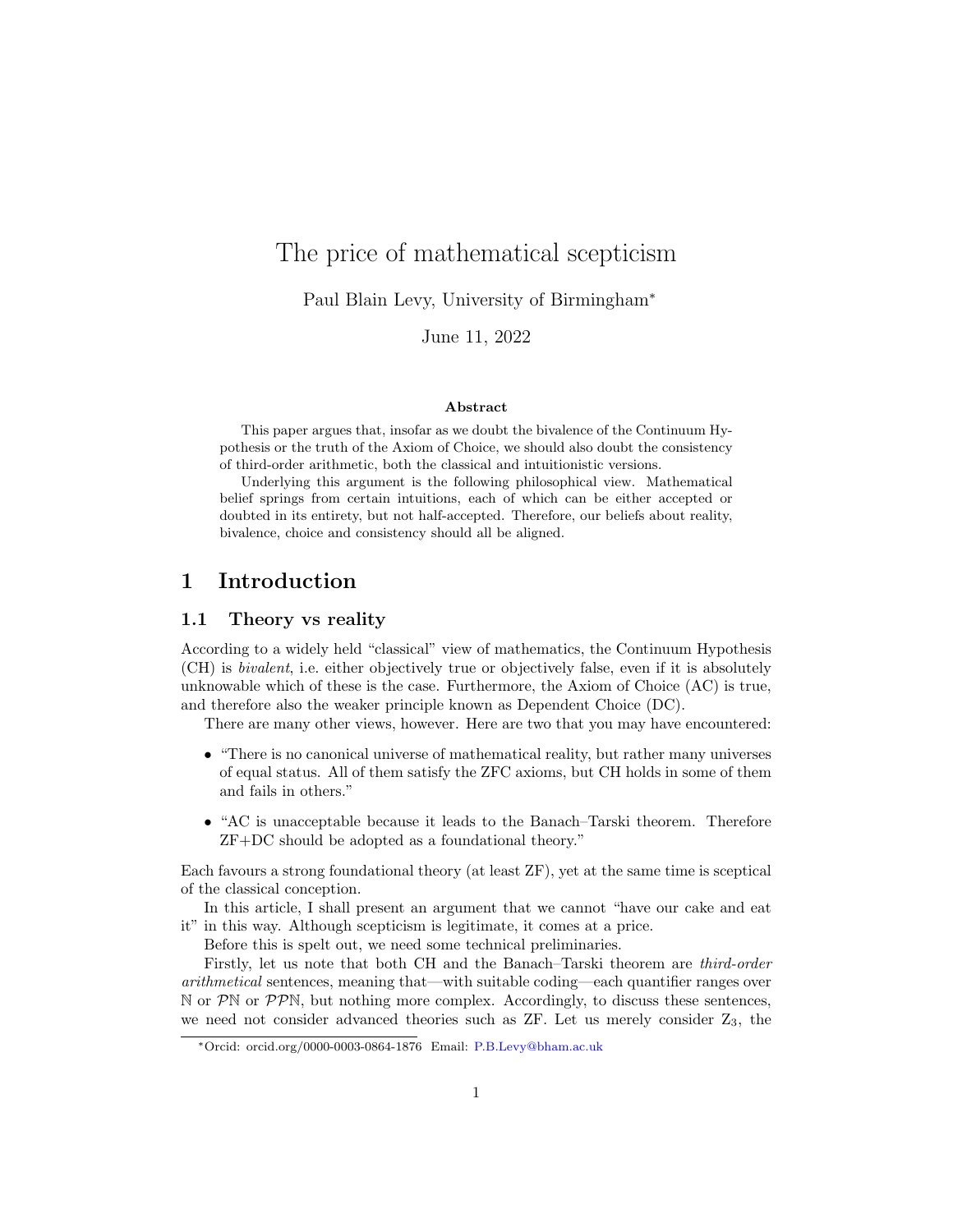# The price of mathematical scepticism

Paul Blain Levy, University of Birmingham*

June 11, 2022

### Abstract

This paper argues that, insofar as we doubt the bivalence of the Continuum Hypothesis or the truth of the Axiom of Choice, we should also doubt the consistency of third-order arithmetic, both the classical and intuitionistic versions.

Underlying this argument is the following philosophical view. Mathematical belief springs from certain intuitions, each of which can be either accepted or doubted in its entirety, but not half-accepted. Therefore, our beliefs about reality, bivalence, choice and consistency should all be aligned.

## 1 Introduction

### 1.1 Theory vs reality

According to a widely held "classical" view of mathematics, the Continuum Hypothesis (CH) is *bivalent*, i.e. either objectively true or objectively false, even if it is absolutely unknowable which of these is the case. Furthermore, the Axiom of Choice (AC) is true, and therefore also the weaker principle known as Dependent Choice (DC).

There are many other views, however. Here are two that you may have encountered:

- "There is no canonical universe of mathematical reality, but rather many universes of equal status. All of them satisfy the ZFC axioms, but CH holds in some of them and fails in others."
- "AC is unacceptable because it leads to the Banach–Tarski theorem. Therefore ZF+DC should be adopted as a foundational theory."

Each favours a strong foundational theory (at least ZF), yet at the same time is sceptical of the classical conception.

In this article, I shall present an argument that we cannot "have our cake and eat it" in this way. Although scepticism is legitimate, it comes at a price.

Before this is spelt out, we need some technical preliminaries.

Firstly, let us note that both CH and the Banach–Tarski theorem are *third-order arithmetical* sentences, meaning that—with suitable coding—each quantifier ranges over $\mathbb{N}$ or $\mathcal{P}\mathbb{N}$ or $\mathcal{P}\mathcal{P}\mathbb{N}$, but nothing more complex. Accordingly, to discuss these sentences, we need not consider advanced theories such as ZF. Let us merely consider $Z_3$, the

*Orcid: orcid.org/0000-0003-0864-1876 Email: P.B.Levy@bham.ac.uk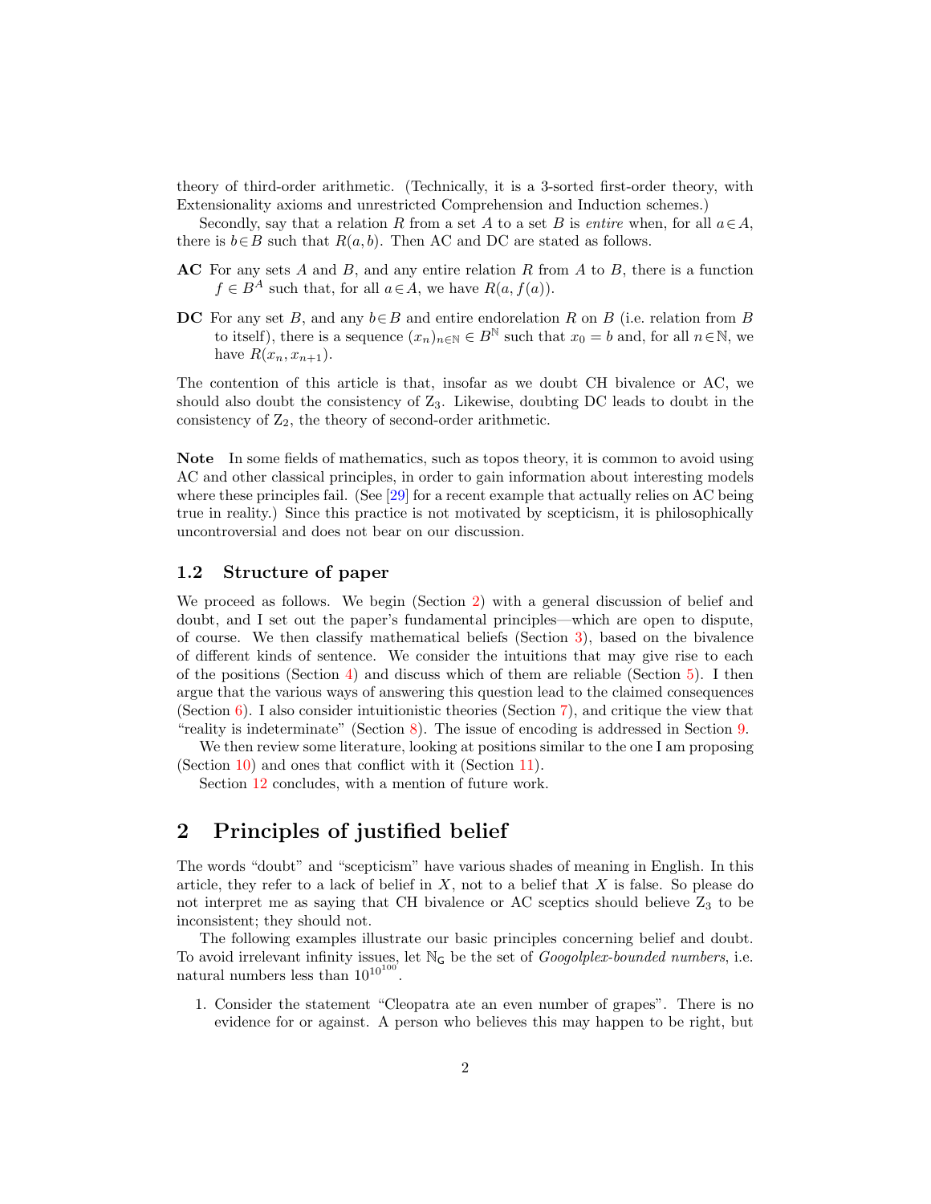theory of third-order arithmetic. (Technically, it is a 3-sorted first-order theory, with Extensionality axioms and unrestricted Comprehension and Induction schemes.)

Secondly, say that a relation $R$ from a set $A$ to a set $B$ is *entire* when, for all $a \in A$, there is $b \in B$ such that $R(a,b)$. Then AC and DC are stated as follows.

**AC** For any sets $A$ and $B$, and any entire relation $R$ from $A$ to $B$, there is a function $f \in B^A$ such that, for all $a \in A$, we have $R(a, f(a))$.

**DC** For any set $B$, and any $b \in B$ and entire endorelation $R$ on $B$ (i.e. relation from $B$ to itself), there is a sequence $(x_n)_{n \in \mathbb{N}} \in B^{\mathbb{N}}$ such that $x_0 = b$ and, for all $n \in \mathbb{N}$, we have $R(x_n, x_{n+1})$.

The contention of this article is that, insofar as we doubt CH bivalence or AC, we should also doubt the consistency of $Z_3$. Likewise, doubting DC leads to doubt in the consistency of $Z_2$, the theory of second-order arithmetic.

**Note** In some fields of mathematics, such as topos theory, it is common to avoid using AC and other classical principles, in order to gain information about interesting models where these principles fail. (See [29] for a recent example that actually relies on AC being true in reality.) Since this practice is not motivated by scepticism, it is philosophically uncontroversial and does not bear on our discussion.

### 1.2 Structure of paper

We proceed as follows. We begin (Section 2) with a general discussion of belief and doubt, and I set out the paper's fundamental principles—which are open to dispute, of course. We then classify mathematical beliefs (Section 3), based on the bivalence of different kinds of sentence. We consider the intuitions that may give rise to each of the positions (Section 4) and discuss which of them are reliable (Section 5). I then argue that the various ways of answering this question lead to the claimed consequences (Section 6). I also consider intuitionistic theories (Section 7), and critique the view that "reality is indeterminate" (Section 8). The issue of encoding is addressed in Section 9.

We then review some literature, looking at positions similar to the one I am proposing (Section 10) and ones that conflict with it (Section 11).

Section 12 concludes, with a mention of future work.

## 2 Principles of justified belief

The words "doubt" and "scepticism" have various shades of meaning in English. In this article, they refer to a lack of belief in $X$, not to a belief that $X$ is false. So please do not interpret me as saying that CH bivalence or AC sceptics should believe $Z_3$ to be inconsistent; they should not.

The following examples illustrate our basic principles concerning belief and doubt. To avoid irrelevant infinity issues, let $\mathbb{N}_{\mathsf{G}}$ be the set of *Googolplex-bounded numbers*, i.e. natural numbers less than $10^{10^{100}}$.

1. Consider the statement "Cleopatra ate an even number of grapes". There is no evidence for or against. A person who believes this may happen to be right, but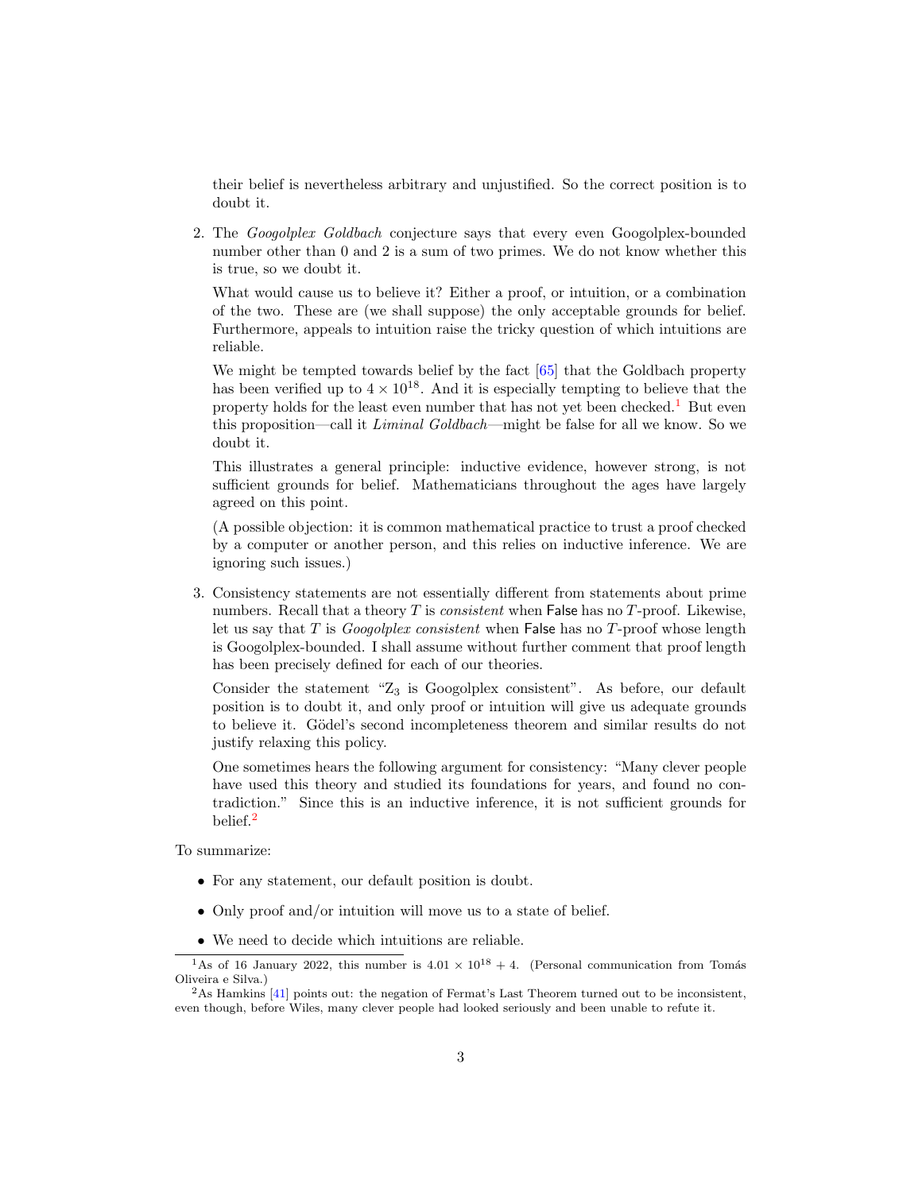their belief is nevertheless arbitrary and unjustified. So the correct position is to doubt it.

2. The *Googolplex Goldbach* conjecture says that every even Googolplex-bounded number other than 0 and 2 is a sum of two primes. We do not know whether this is true, so we doubt it.

   What would cause us to believe it? Either a proof, or intuition, or a combination of the two. These are (we shall suppose) the only acceptable grounds for belief. Furthermore, appeals to intuition raise the tricky question of which intuitions are reliable.

   We might be tempted towards belief by the fact [65] that the Goldbach property has been verified up to $4 \times 10^{18}$. And it is especially tempting to believe that the property holds for the least even number that has not yet been checked.[1] But even this proposition—call it *Liminal Goldbach*—might be false for all we know. So we doubt it.

   This illustrates a general principle: inductive evidence, however strong, is not sufficient grounds for belief. Mathematicians throughout the ages have largely agreed on this point.

   (A possible objection: it is common mathematical practice to trust a proof checked by a computer or another person, and this relies on inductive inference. We are ignoring such issues.)

3. Consistency statements are not essentially different from statements about prime numbers. Recall that a theory $T$ is *consistent* when False has no $T$-proof. Likewise, let us say that $T$ is *Googolplex consistent* when False has no $T$-proof whose length is Googolplex-bounded. I shall assume without further comment that proof length has been precisely defined for each of our theories.

   Consider the statement "$Z_3$ is Googolplex consistent". As before, our default position is to doubt it, and only proof or intuition will give us adequate grounds to believe it. Gödel's second incompleteness theorem and similar results do not justify relaxing this policy.

   One sometimes hears the following argument for consistency: "Many clever people have used this theory and studied its foundations for years, and found no contradiction." Since this is an inductive inference, it is not sufficient grounds for belief.[2]

To summarize:

- For any statement, our default position is doubt.
- Only proof and/or intuition will move us to a state of belief.
- We need to decide which intuitions are reliable.

[1] As of 16 January 2022, this number is $4.01 \times 10^{18} + 4$. (Personal communication from Tomás Oliveira e Silva.)

[2] As Hamkins [41] points out: the negation of Fermat's Last Theorem turned out to be inconsistent, even though, before Wiles, many clever people had looked seriously and been unable to refute it.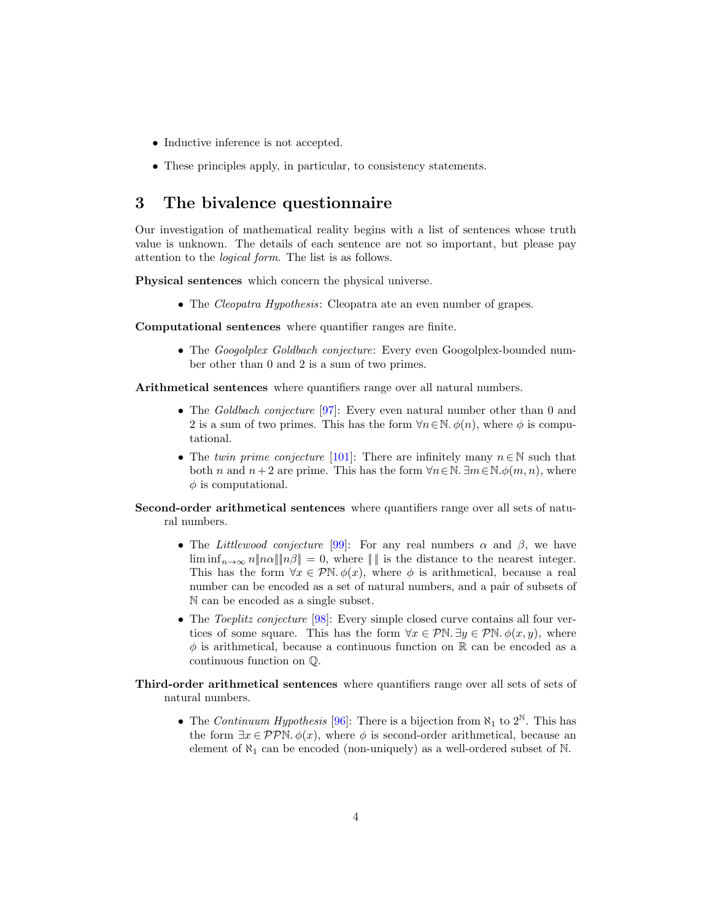- Inductive inference is not accepted.
- These principles apply, in particular, to consistency statements.

## 3 The bivalence questionnaire

Our investigation of mathematical reality begins with a list of sentences whose truth value is unknown. The details of each sentence are not so important, but please pay attention to the *logical form*. The list is as follows.

**Physical sentences** which concern the physical universe.

- The *Cleopatra Hypothesis*: Cleopatra ate an even number of grapes.

**Computational sentences** where quantifier ranges are finite.

- The *Googolplex Goldbach conjecture*: Every even Googolplex-bounded number other than 0 and 2 is a sum of two primes.

**Arithmetical sentences** where quantifiers range over all natural numbers.

- The *Goldbach conjecture* [97]: Every even natural number other than 0 and 2 is a sum of two primes. This has the form $\forall n \in \mathbb{N}. \phi(n)$, where $\phi$ is computational.
- The *twin prime conjecture* [101]: There are infinitely many $n \in \mathbb{N}$ such that both $n$ and $n+2$ are prime. This has the form $\forall n \in \mathbb{N}. \exists m \in \mathbb{N}. \phi(m, n)$, where $\phi$ is computational.

**Second-order arithmetical sentences** where quantifiers range over all sets of natural numbers.

- The *Littlewood conjecture* [99]: For any real numbers $\alpha$ and $\beta$, we have $\liminf_{n \to \infty} n \|n\alpha\| \|n\beta\| = 0$, where $\| \|$ is the distance to the nearest integer. This has the form $\forall x \in \mathcal{P}\mathbb{N}. \phi(x)$, where $\phi$ is arithmetical, because a real number can be encoded as a set of natural numbers, and a pair of subsets of $\mathbb{N}$ can be encoded as a single subset.
- The *Toeplitz conjecture* [98]: Every simple closed curve contains all four vertices of some square. This has the form $\forall x \in \mathcal{P}\mathbb{N}. \exists y \in \mathcal{P}\mathbb{N}. \phi(x, y)$, where $\phi$ is arithmetical, because a continuous function on $\mathbb{R}$ can be encoded as a continuous function on $\mathbb{Q}$.

**Third-order arithmetical sentences** where quantifiers range over all sets of sets of natural numbers.

- The *Continuum Hypothesis* [96]: There is a bijection from $\aleph_1$ to $2^{\mathbb{N}}$. This has the form $\exists x \in \mathcal{P}\mathcal{P}\mathbb{N}. \phi(x)$, where $\phi$ is second-order arithmetical, because an element of $\aleph_1$ can be encoded (non-uniquely) as a well-ordered subset of $\mathbb{N}$.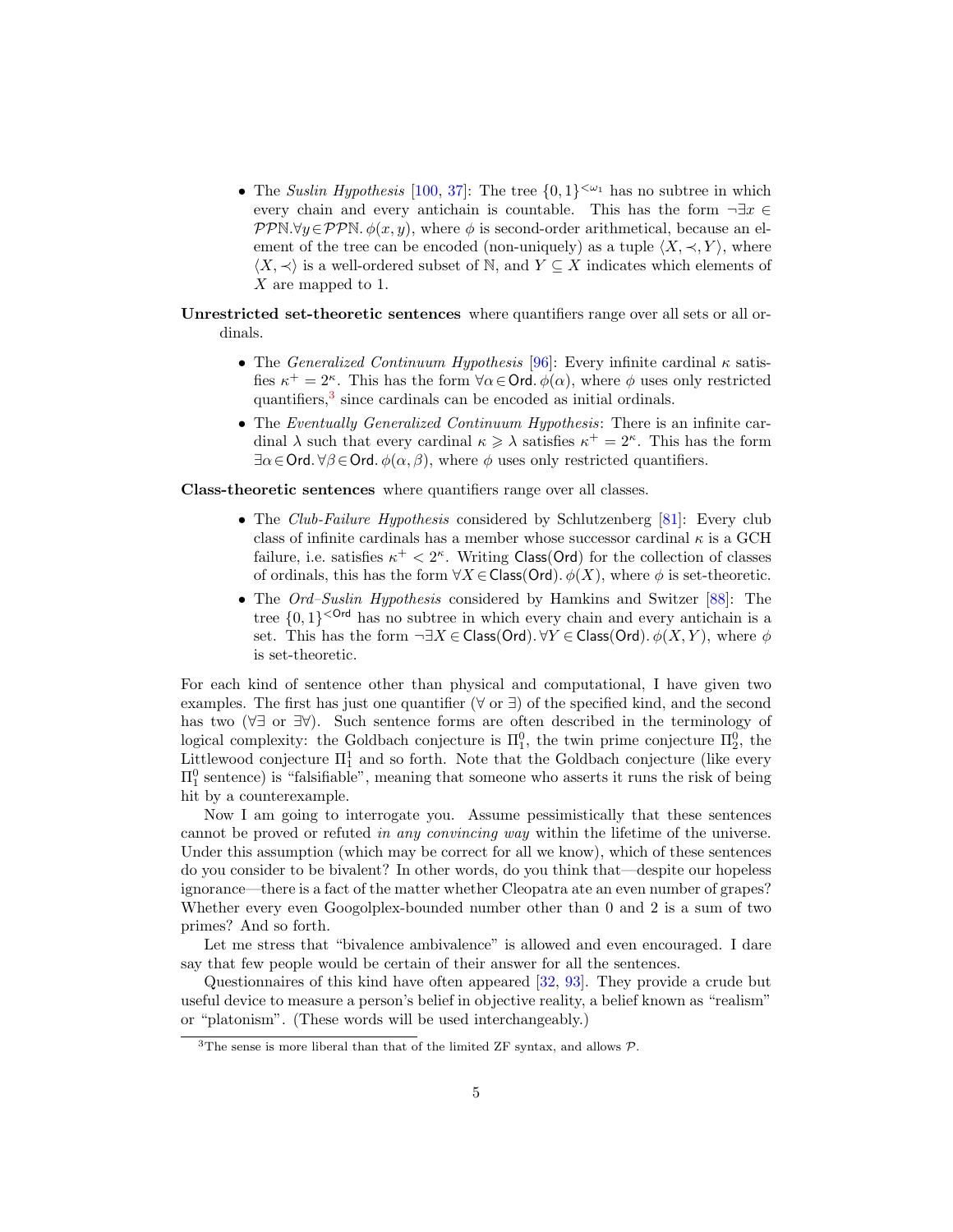- The *Suslin Hypothesis* [100, 37]: The tree $\{0,1\}^{<\omega_1}$ has no subtree in which every chain and every antichain is countable. This has the form $\neg\exists x \in \mathcal{P}\mathcal{P}\mathbb{N}.\forall y \in \mathcal{P}\mathcal{P}\mathbb{N}.\, \phi(x,y)$, where $\phi$ is second-order arithmetical, because an element of the tree can be encoded (non-uniquely) as a tuple $\langle X, \prec, Y\rangle$, where $\langle X, \prec\rangle$ is a well-ordered subset of $\mathbb{N}$, and $Y \subseteq X$ indicates which elements of $X$ are mapped to 1.

**Unrestricted set-theoretic sentences** where quantifiers range over all sets or all ordinals.

- The *Generalized Continuum Hypothesis* [96]: Every infinite cardinal $\kappa$ satisfies $\kappa^+ = 2^\kappa$. This has the form $\forall \alpha \in \mathsf{Ord}.\, \phi(\alpha)$, where $\phi$ uses only restricted quantifiers,[3] since cardinals can be encoded as initial ordinals.
- The *Eventually Generalized Continuum Hypothesis*: There is an infinite cardinal $\lambda$ such that every cardinal $\kappa \geqslant \lambda$ satisfies $\kappa^+ = 2^\kappa$. This has the form $\exists \alpha \in \mathsf{Ord}.\, \forall \beta \in \mathsf{Ord}.\, \phi(\alpha, \beta)$, where $\phi$ uses only restricted quantifiers.

**Class-theoretic sentences** where quantifiers range over all classes.

- The *Club-Failure Hypothesis* considered by Schlutzenberg [81]: Every club class of infinite cardinals has a member whose successor cardinal $\kappa$ is a GCH failure, i.e. satisfies $\kappa^+ < 2^\kappa$. Writing $\mathsf{Class}(\mathsf{Ord})$ for the collection of classes of ordinals, this has the form $\forall X \in \mathsf{Class}(\mathsf{Ord}).\, \phi(X)$, where $\phi$ is set-theoretic.
- The *Ord–Suslin Hypothesis* considered by Hamkins and Switzer [88]: The tree $\{0,1\}^{<\mathsf{Ord}}$ has no subtree in which every chain and every antichain is a set. This has the form $\neg\exists X \in \mathsf{Class}(\mathsf{Ord}).\, \forall Y \in \mathsf{Class}(\mathsf{Ord}).\, \phi(X,Y)$, where $\phi$ is set-theoretic.

For each kind of sentence other than physical and computational, I have given two examples. The first has just one quantifier ($\forall$ or $\exists$) of the specified kind, and the second has two ($\forall\exists$ or $\exists\forall$). Such sentence forms are often described in the terminology of logical complexity: the Goldbach conjecture is $\Pi^0_1$, the twin prime conjecture $\Pi^0_2$, the Littlewood conjecture $\Pi^1_1$ and so forth. Note that the Goldbach conjecture (like every $\Pi^0_1$ sentence) is "falsifiable", meaning that someone who asserts it runs the risk of being hit by a counterexample.

Now I am going to interrogate you. Assume pessimistically that these sentences cannot be proved or refuted *in any convincing way* within the lifetime of the universe. Under this assumption (which may be correct for all we know), which of these sentences do you consider to be bivalent? In other words, do you think that—despite our hopeless ignorance—there is a fact of the matter whether Cleopatra ate an even number of grapes? Whether every even Googolplex-bounded number other than 0 and 2 is a sum of two primes? And so forth.

Let me stress that "bivalence ambivalence" is allowed and even encouraged. I dare say that few people would be certain of their answer for all the sentences.

Questionnaires of this kind have often appeared [32, 93]. They provide a crude but useful device to measure a person's belief in objective reality, a belief known as "realism" or "platonism". (These words will be used interchangeably.)

[3] The sense is more liberal than that of the limited ZF syntax, and allows $\mathcal{P}$.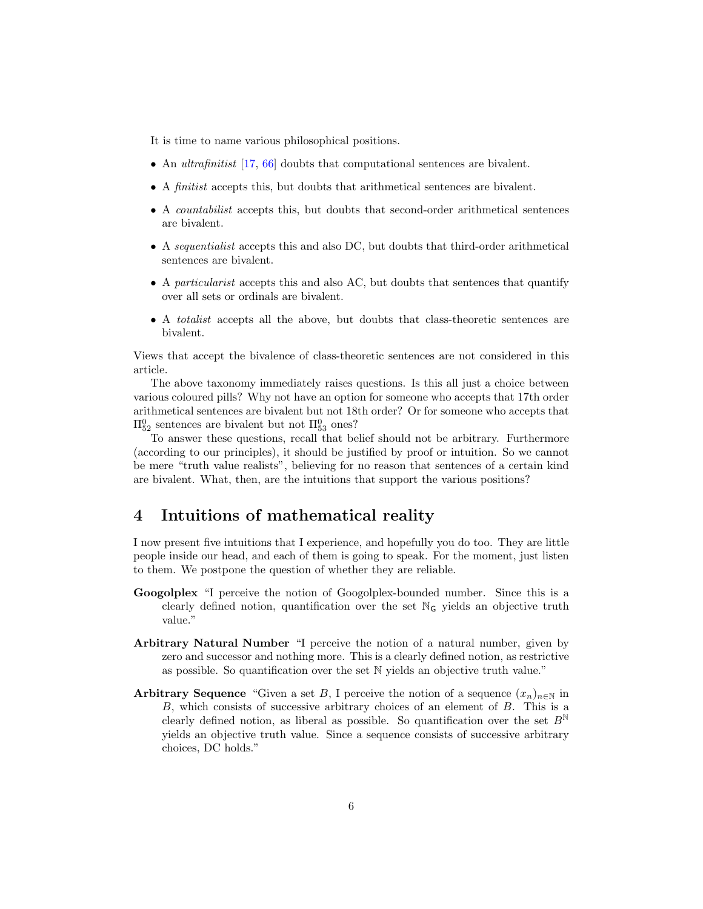It is time to name various philosophical positions.

- An *ultrafinitist* [17, 66] doubts that computational sentences are bivalent.
- A *finitist* accepts this, but doubts that arithmetical sentences are bivalent.
- A *countabilist* accepts this, but doubts that second-order arithmetical sentences are bivalent.
- A *sequentialist* accepts this and also DC, but doubts that third-order arithmetical sentences are bivalent.
- A *particularist* accepts this and also AC, but doubts that sentences that quantify over all sets or ordinals are bivalent.
- A *totalist* accepts all the above, but doubts that class-theoretic sentences are bivalent.

Views that accept the bivalence of class-theoretic sentences are not considered in this article.

The above taxonomy immediately raises questions. Is this all just a choice between various coloured pills? Why not have an option for someone who accepts that 17th order arithmetical sentences are bivalent but not 18th order? Or for someone who accepts that $\Pi^0_{52}$ sentences are bivalent but not $\Pi^0_{53}$ ones?

To answer these questions, recall that belief should not be arbitrary. Furthermore (according to our principles), it should be justified by proof or intuition. So we cannot be mere "truth value realists", believing for no reason that sentences of a certain kind are bivalent. What, then, are the intuitions that support the various positions?

# 4 Intuitions of mathematical reality

I now present five intuitions that I experience, and hopefully you do too. They are little people inside our head, and each of them is going to speak. For the moment, just listen to them. We postpone the question of whether they are reliable.

**Googolplex** "I perceive the notion of Googolplex-bounded number. Since this is a clearly defined notion, quantification over the set $\mathbb{N}_{\mathsf{G}}$ yields an objective truth value."

**Arbitrary Natural Number** "I perceive the notion of a natural number, given by zero and successor and nothing more. This is a clearly defined notion, as restrictive as possible. So quantification over the set $\mathbb{N}$ yields an objective truth value."

**Arbitrary Sequence** "Given a set $B$, I perceive the notion of a sequence $(x_n)_{n\in\mathbb{N}}$ in $B$, which consists of successive arbitrary choices of an element of $B$. This is a clearly defined notion, as liberal as possible. So quantification over the set $B^{\mathbb{N}}$ yields an objective truth value. Since a sequence consists of successive arbitrary choices, DC holds."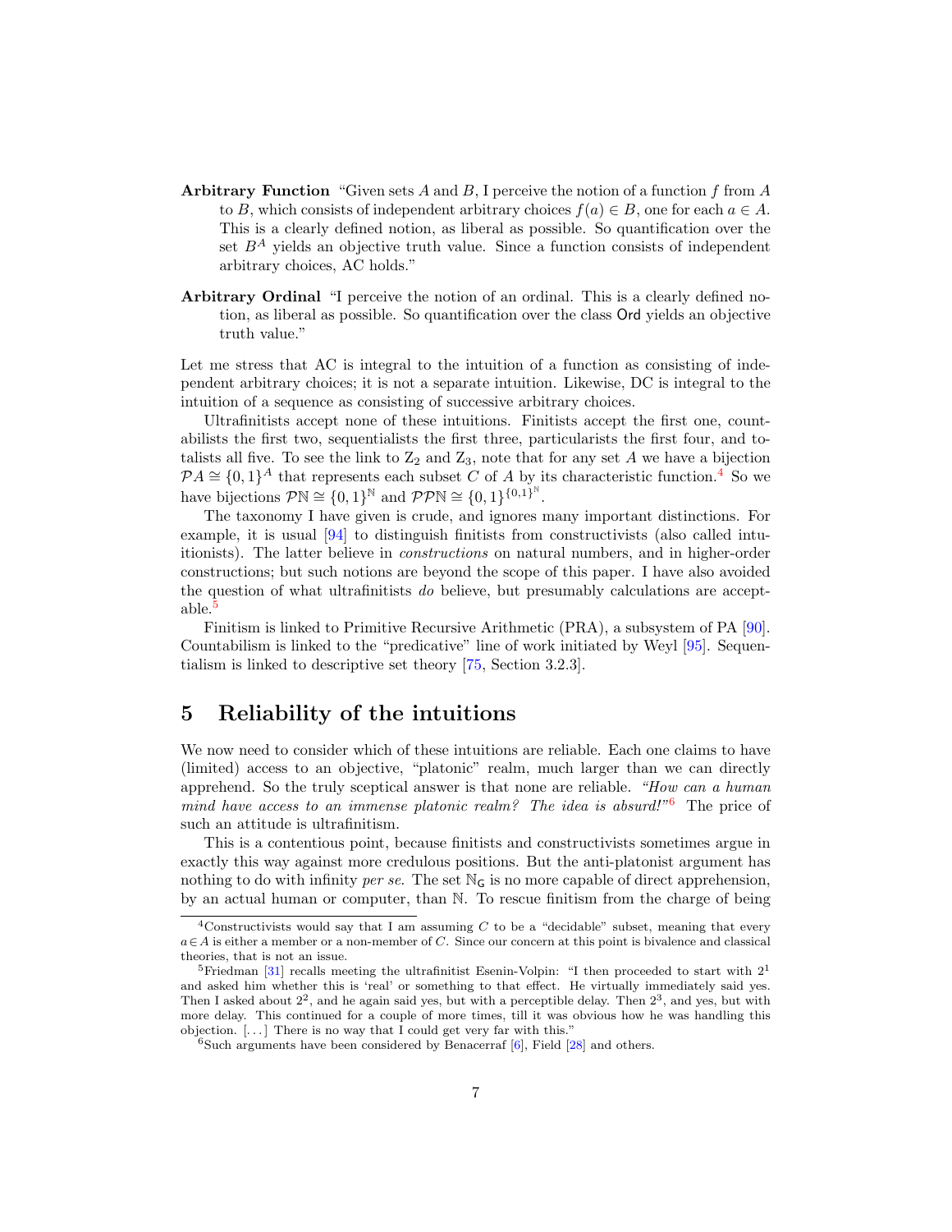**Arbitrary Function** "Given sets $A$ and $B$, I perceive the notion of a function $f$ from $A$ to $B$, which consists of independent arbitrary choices $f(a) \in B$, one for each $a \in A$. This is a clearly defined notion, as liberal as possible. So quantification over the set $B^A$ yields an objective truth value. Since a function consists of independent arbitrary choices, AC holds."

**Arbitrary Ordinal** "I perceive the notion of an ordinal. This is a clearly defined notion, as liberal as possible. So quantification over the class $\mathsf{Ord}$ yields an objective truth value."

Let me stress that AC is integral to the intuition of a function as consisting of independent arbitrary choices; it is not a separate intuition. Likewise, DC is integral to the intuition of a sequence as consisting of successive arbitrary choices.

Ultrafinitists accept none of these intuitions. Finitists accept the first one, countabilists the first two, sequentialists the first three, particularists the first four, and totalists all five. To see the link to $Z_2$ and $Z_3$, note that for any set $A$ we have a bijection $\mathcal{P}A \cong \{0,1\}^A$ that represents each subset $C$ of $A$ by its characteristic function.[4] So we have bijections $\mathcal{P}\mathbb{N} \cong \{0,1\}^{\mathbb{N}}$ and $\mathcal{P}\mathcal{P}\mathbb{N} \cong \{0,1\}^{\{0,1\}^{\mathbb{N}}}$.

The taxonomy I have given is crude, and ignores many important distinctions. For example, it is usual [94] to distinguish finitists from constructivists (also called intuitionists). The latter believe in *constructions* on natural numbers, and in higher-order constructions; but such notions are beyond the scope of this paper. I have also avoided the question of what ultrafinitists *do* believe, but presumably calculations are acceptable.[5]

Finitism is linked to Primitive Recursive Arithmetic (PRA), a subsystem of PA [90]. Countabilism is linked to the "predicative" line of work initiated by Weyl [95]. Sequentialism is linked to descriptive set theory [75, Section 3.2.3].

## 5 Reliability of the intuitions

We now need to consider which of these intuitions are reliable. Each one claims to have (limited) access to an objective, "platonic" realm, much larger than we can directly apprehend. So the truly sceptical answer is that none are reliable. *"How can a human mind have access to an immense platonic realm? The idea is absurd!"*[6] The price of such an attitude is ultrafinitism.

This is a contentious point, because finitists and constructivists sometimes argue in exactly this way against more credulous positions. But the anti-platonist argument has nothing to do with infinity *per se*. The set $\mathbb{N}_{\mathsf{G}}$ is no more capable of direct apprehension, by an actual human or computer, than $\mathbb{N}$. To rescue finitism from the charge of being

---

[4] Constructivists would say that I am assuming $C$ to be a "decidable" subset, meaning that every $a \in A$ is either a member or a non-member of $C$. Since our concern at this point is bivalence and classical theories, that is not an issue.

[5] Friedman [31] recalls meeting the ultrafinitist Esenin-Volpin: "I then proceeded to start with $2^1$ and asked him whether this is 'real' or something to that effect. He virtually immediately said yes. Then I asked about $2^2$, and he again said yes, but with a perceptible delay. Then $2^3$, and yes, but with more delay. This continued for a couple of more times, till it was obvious how he was handling this objection. [...] There is no way that I could get very far with this."

[6] Such arguments have been considered by Benacerraf [6], Field [28] and others.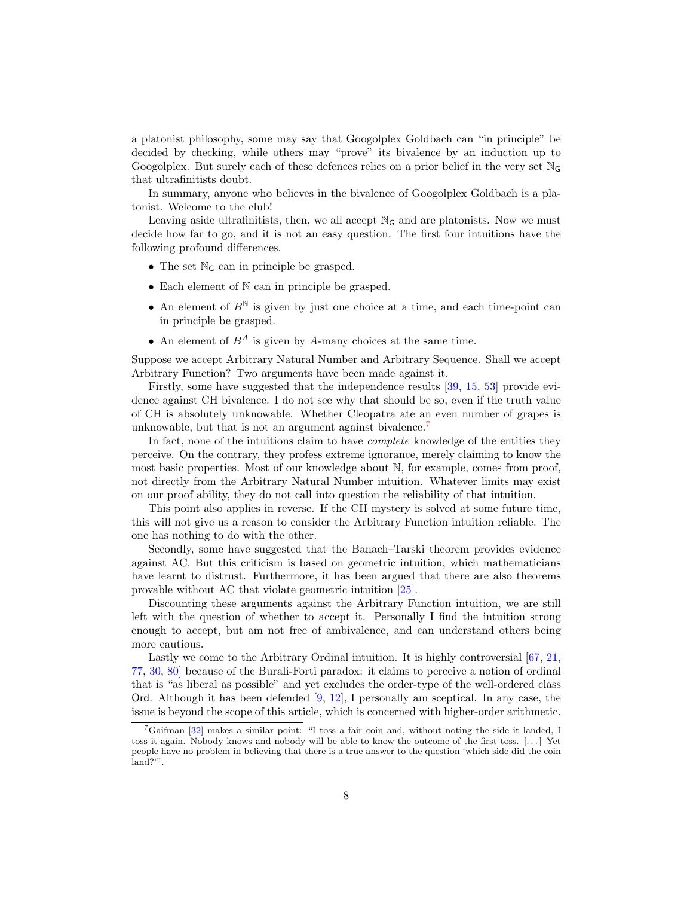a platonist philosophy, some may say that Googolplex Goldbach can "in principle" be decided by checking, while others may "prove" its bivalence by an induction up to Googolplex. But surely each of these defences relies on a prior belief in the very set $\mathbb{N}_{\mathsf{G}}$ that ultrafinitists doubt.

In summary, anyone who believes in the bivalence of Googolplex Goldbach is a platonist. Welcome to the club!

Leaving aside ultrafinitists, then, we all accept $\mathbb{N}_{\mathsf{G}}$ and are platonists. Now we must decide how far to go, and it is not an easy question. The first four intuitions have the following profound differences.

- The set $\mathbb{N}_{\mathsf{G}}$ can in principle be grasped.
- Each element of $\mathbb{N}$ can in principle be grasped.
- An element of $B^{\mathbb{N}}$ is given by just one choice at a time, and each time-point can in principle be grasped.
- An element of $B^{A}$ is given by $A$-many choices at the same time.

Suppose we accept Arbitrary Natural Number and Arbitrary Sequence. Shall we accept Arbitrary Function? Two arguments have been made against it.

Firstly, some have suggested that the independence results [39, 15, 53] provide evidence against CH bivalence. I do not see why that should be so, even if the truth value of CH is absolutely unknowable. Whether Cleopatra ate an even number of grapes is unknowable, but that is not an argument against bivalence.[7]

In fact, none of the intuitions claim to have *complete* knowledge of the entities they perceive. On the contrary, they profess extreme ignorance, merely claiming to know the most basic properties. Most of our knowledge about $\mathbb{N}$, for example, comes from proof, not directly from the Arbitrary Natural Number intuition. Whatever limits may exist on our proof ability, they do not call into question the reliability of that intuition.

This point also applies in reverse. If the CH mystery is solved at some future time, this will not give us a reason to consider the Arbitrary Function intuition reliable. The one has nothing to do with the other.

Secondly, some have suggested that the Banach–Tarski theorem provides evidence against AC. But this criticism is based on geometric intuition, which mathematicians have learnt to distrust. Furthermore, it has been argued that there are also theorems provable without AC that violate geometric intuition [25].

Discounting these arguments against the Arbitrary Function intuition, we are still left with the question of whether to accept it. Personally I find the intuition strong enough to accept, but am not free of ambivalence, and can understand others being more cautious.

Lastly we come to the Arbitrary Ordinal intuition. It is highly controversial [67, 21, 77, 30, 80] because of the Burali-Forti paradox: it claims to perceive a notion of ordinal that is "as liberal as possible" and yet excludes the order-type of the well-ordered class $\mathsf{Ord}$. Although it has been defended [9, 12], I personally am sceptical. In any case, the issue is beyond the scope of this article, which is concerned with higher-order arithmetic.

[7] Gaifman [32] makes a similar point: "I toss a fair coin and, without noting the side it landed, I toss it again. Nobody knows and nobody will be able to know the outcome of the first toss. [...] Yet people have no problem in believing that there is a true answer to the question 'which side did the coin land?'".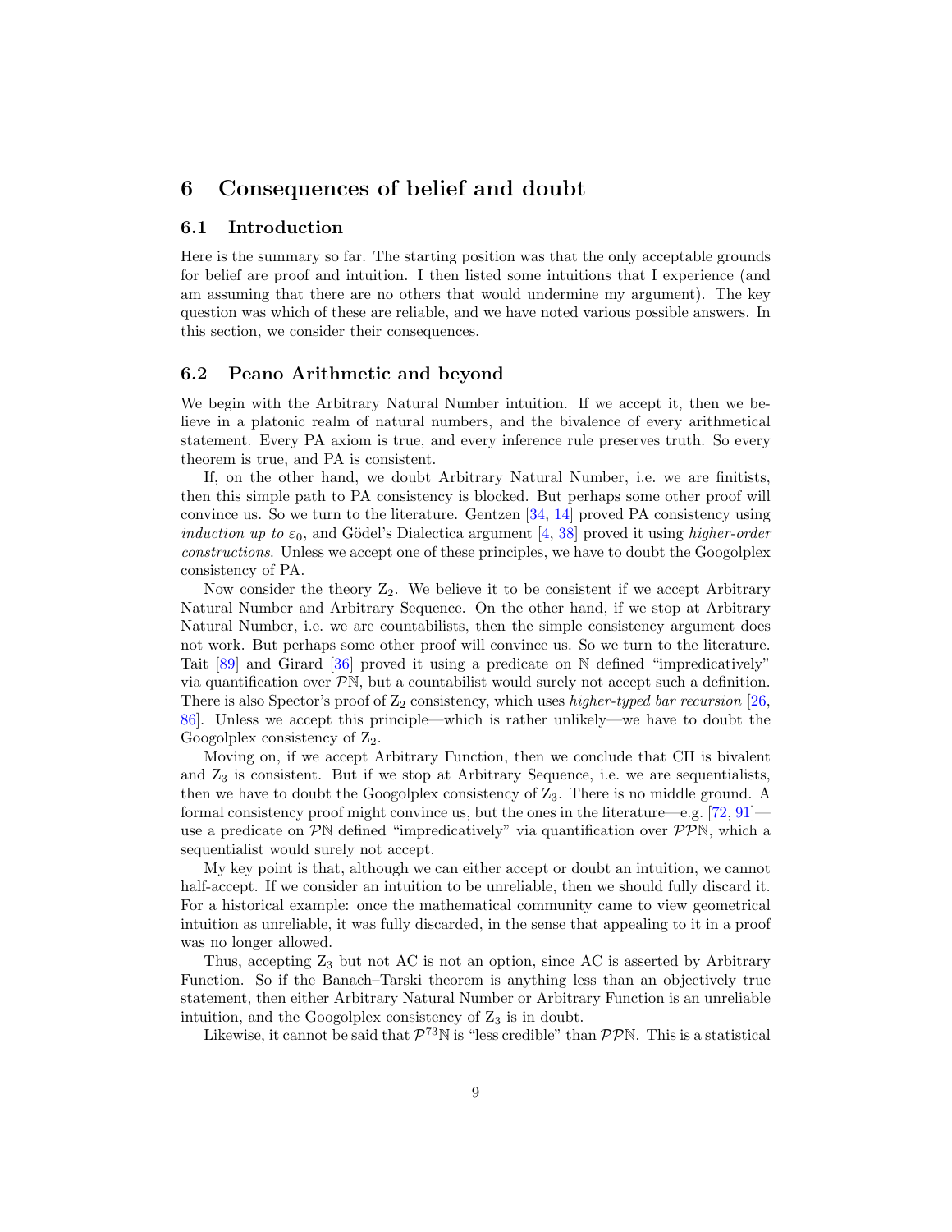## 6 Consequences of belief and doubt

### 6.1 Introduction

Here is the summary so far. The starting position was that the only acceptable grounds for belief are proof and intuition. I then listed some intuitions that I experience (and am assuming that there are no others that would undermine my argument). The key question was which of these are reliable, and we have noted various possible answers. In this section, we consider their consequences.

### 6.2 Peano Arithmetic and beyond

We begin with the Arbitrary Natural Number intuition. If we accept it, then we believe in a platonic realm of natural numbers, and the bivalence of every arithmetical statement. Every PA axiom is true, and every inference rule preserves truth. So every theorem is true, and PA is consistent.

If, on the other hand, we doubt Arbitrary Natural Number, i.e. we are finitists, then this simple path to PA consistency is blocked. But perhaps some other proof will convince us. So we turn to the literature. Gentzen [34, 14] proved PA consistency using *induction up to* $\varepsilon_0$, and Gödel's Dialectica argument [4, 38] proved it using *higher-order constructions*. Unless we accept one of these principles, we have to doubt the Googolplex consistency of PA.

Now consider the theory $Z_2$. We believe it to be consistent if we accept Arbitrary Natural Number and Arbitrary Sequence. On the other hand, if we stop at Arbitrary Natural Number, i.e. we are countabilists, then the simple consistency argument does not work. But perhaps some other proof will convince us. So we turn to the literature. Tait [89] and Girard [36] proved it using a predicate on $\mathbb{N}$ defined "impredicatively" via quantification over $\mathcal{P}\mathbb{N}$, but a countabilist would surely not accept such a definition. There is also Spector's proof of $Z_2$ consistency, which uses *higher-typed bar recursion* [26, 86]. Unless we accept this principle—which is rather unlikely—we have to doubt the Googolplex consistency of $Z_2$.

Moving on, if we accept Arbitrary Function, then we conclude that CH is bivalent and $Z_3$ is consistent. But if we stop at Arbitrary Sequence, i.e. we are sequentialists, then we have to doubt the Googolplex consistency of $Z_3$. There is no middle ground. A formal consistency proof might convince us, but the ones in the literature—e.g. [72, 91]—use a predicate on $\mathcal{P}\mathbb{N}$ defined "impredicatively" via quantification over $\mathcal{P}\mathcal{P}\mathbb{N}$, which a sequentialist would surely not accept.

My key point is that, although we can either accept or doubt an intuition, we cannot half-accept. If we consider an intuition to be unreliable, then we should fully discard it. For a historical example: once the mathematical community came to view geometrical intuition as unreliable, it was fully discarded, in the sense that appealing to it in a proof was no longer allowed.

Thus, accepting $Z_3$ but not AC is not an option, since AC is asserted by Arbitrary Function. So if the Banach–Tarski theorem is anything less than an objectively true statement, then either Arbitrary Natural Number or Arbitrary Function is an unreliable intuition, and the Googolplex consistency of $Z_3$ is in doubt.

Likewise, it cannot be said that $\mathcal{P}^{73}\mathbb{N}$ is "less credible" than $\mathcal{P}\mathcal{P}\mathbb{N}$. This is a statistical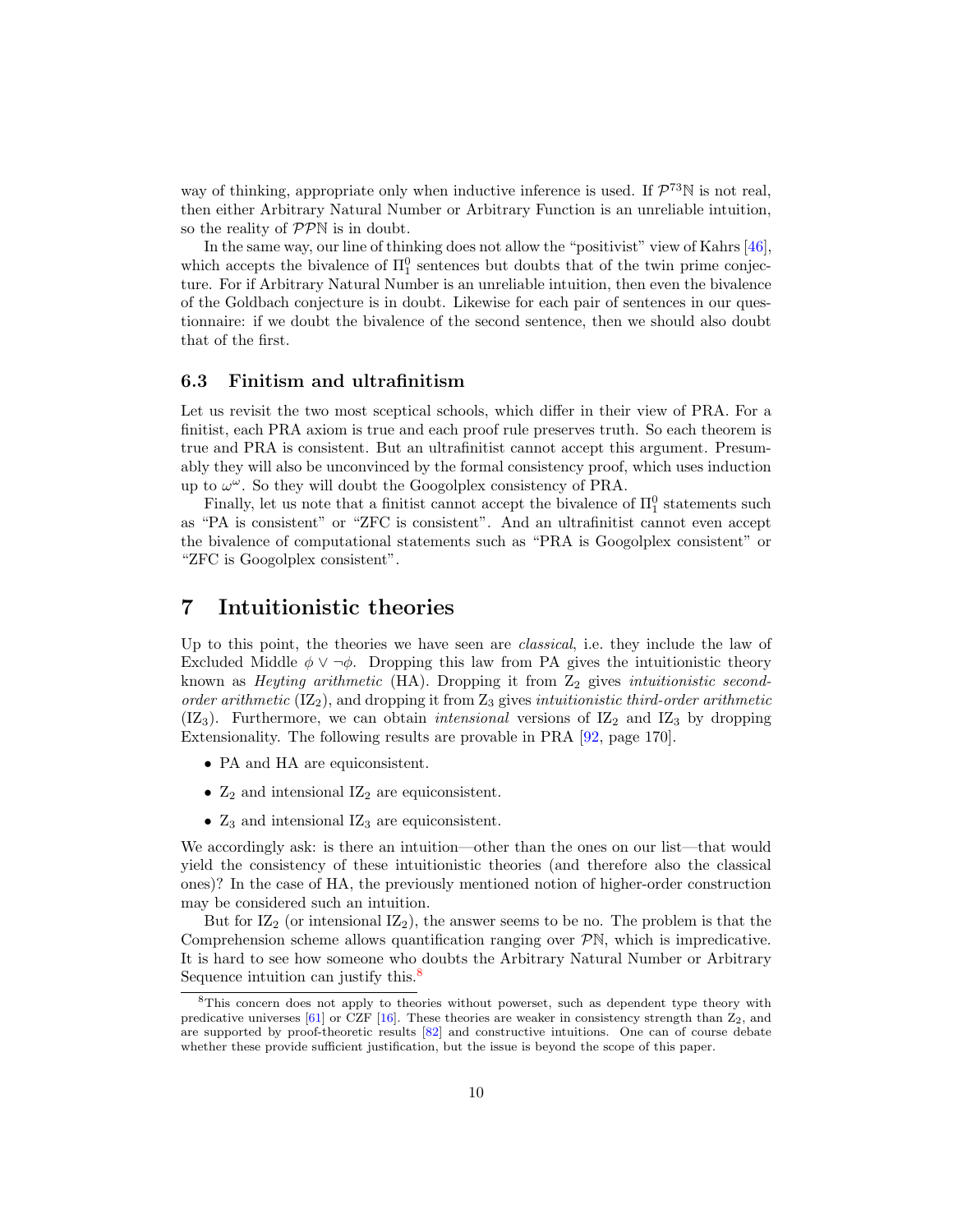way of thinking, appropriate only when inductive inference is used. If $\mathcal{P}^{73}\mathbb{N}$ is not real, then either Arbitrary Natural Number or Arbitrary Function is an unreliable intuition, so the reality of $\mathcal{P}\mathcal{P}\mathbb{N}$ is in doubt.

In the same way, our line of thinking does not allow the "positivist" view of Kahrs [46], which accepts the bivalence of $\Pi^0_1$ sentences but doubts that of the twin prime conjecture. For if Arbitrary Natural Number is an unreliable intuition, then even the bivalence of the Goldbach conjecture is in doubt. Likewise for each pair of sentences in our questionnaire: if we doubt the bivalence of the second sentence, then we should also doubt that of the first.

### 6.3 Finitism and ultrafinitism

Let us revisit the two most sceptical schools, which differ in their view of PRA. For a finitist, each PRA axiom is true and each proof rule preserves truth. So each theorem is true and PRA is consistent. But an ultrafinitist cannot accept this argument. Presumably they will also be unconvinced by the formal consistency proof, which uses induction up to $\omega^\omega$. So they will doubt the Googolplex consistency of PRA.

Finally, let us note that a finitist cannot accept the bivalence of $\Pi^0_1$ statements such as "PA is consistent" or "ZFC is consistent". And an ultrafinitist cannot even accept the bivalence of computational statements such as "PRA is Googolplex consistent" or "ZFC is Googolplex consistent".

## 7 Intuitionistic theories

Up to this point, the theories we have seen are *classical*, i.e. they include the law of Excluded Middle $\phi \vee \neg\phi$. Dropping this law from PA gives the intuitionistic theory known as *Heyting arithmetic* (HA). Dropping it from $\mathrm{Z}_2$ gives *intuitionistic second-order arithmetic* ($\mathrm{IZ}_2$), and dropping it from $\mathrm{Z}_3$ gives *intuitionistic third-order arithmetic* ($\mathrm{IZ}_3$). Furthermore, we can obtain *intensional* versions of $\mathrm{IZ}_2$ and $\mathrm{IZ}_3$ by dropping Extensionality. The following results are provable in PRA [92, page 170].

- PA and HA are equiconsistent.
- $\mathrm{Z}_2$ and intensional $\mathrm{IZ}_2$ are equiconsistent.
- $\mathrm{Z}_3$ and intensional $\mathrm{IZ}_3$ are equiconsistent.

We accordingly ask: is there an intuition—other than the ones on our list—that would yield the consistency of these intuitionistic theories (and therefore also the classical ones)? In the case of HA, the previously mentioned notion of higher-order construction may be considered such an intuition.

But for $\mathrm{IZ}_2$ (or intensional $\mathrm{IZ}_2$), the answer seems to be no. The problem is that the Comprehension scheme allows quantification ranging over $\mathcal{P}\mathbb{N}$, which is impredicative. It is hard to see how someone who doubts the Arbitrary Natural Number or Arbitrary Sequence intuition can justify this.[8]

[8] This concern does not apply to theories without powerset, such as dependent type theory with predicative universes [61] or CZF [16]. These theories are weaker in consistency strength than $\mathrm{Z}_2$, and are supported by proof-theoretic results [82] and constructive intuitions. One can of course debate whether these provide sufficient justification, but the issue is beyond the scope of this paper.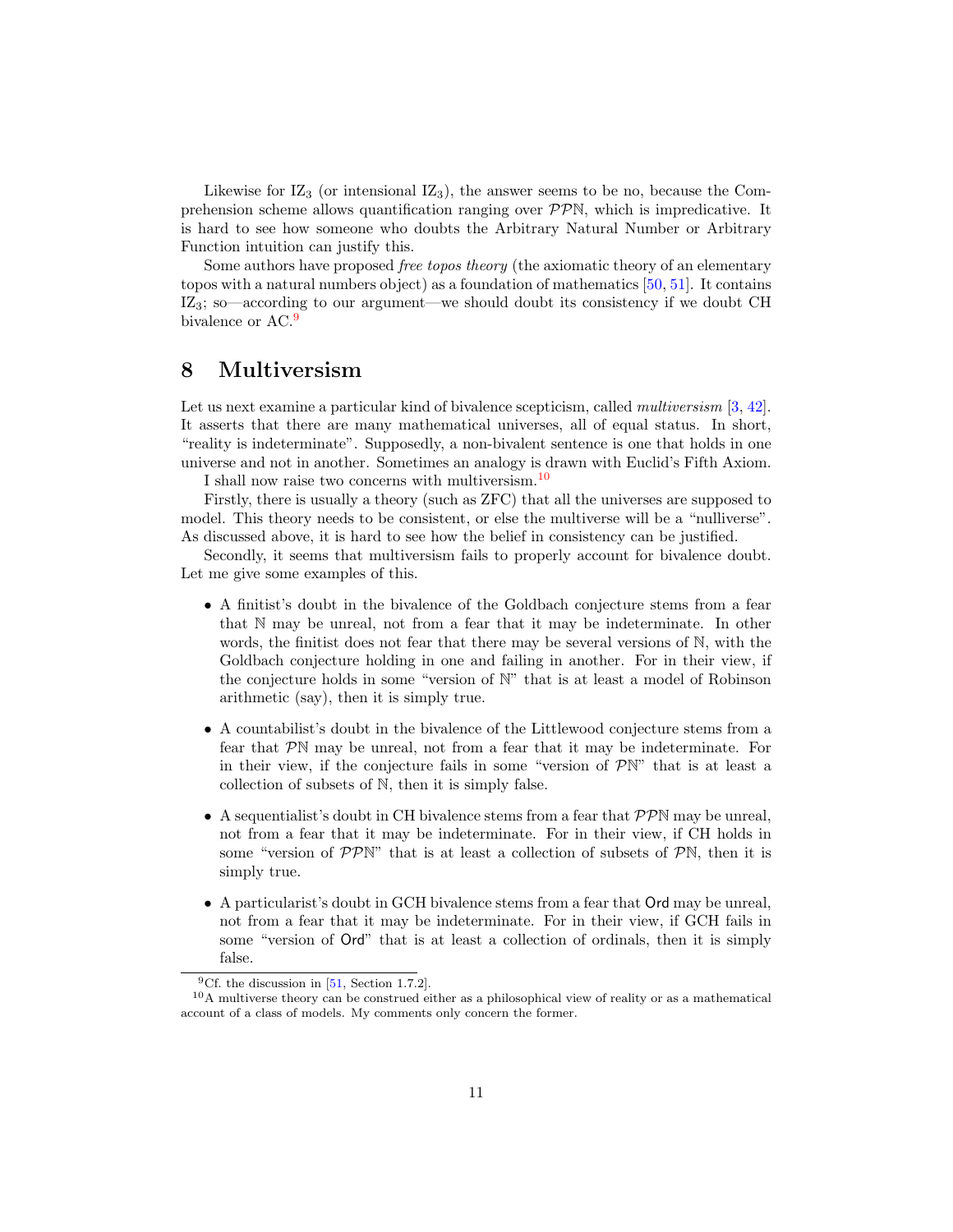Likewise for $\mathrm{IZ}_3$ (or intensional $\mathrm{IZ}_3$), the answer seems to be no, because the Comprehension scheme allows quantification ranging over $\mathcal{P}\mathcal{P}\mathbb{N}$, which is impredicative. It is hard to see how someone who doubts the Arbitrary Natural Number or Arbitrary Function intuition can justify this.

Some authors have proposed *free topos theory* (the axiomatic theory of an elementary topos with a natural numbers object) as a foundation of mathematics [50, 51]. It contains $\mathrm{IZ}_3$; so—according to our argument—we should doubt its consistency if we doubt CH bivalence or AC.[9]

# 8 Multiversism

Let us next examine a particular kind of bivalence scepticism, called *multiversism* [3, 42]. It asserts that there are many mathematical universes, all of equal status. In short, "reality is indeterminate". Supposedly, a non-bivalent sentence is one that holds in one universe and not in another. Sometimes an analogy is drawn with Euclid's Fifth Axiom.

I shall now raise two concerns with multiversism.[10]

Firstly, there is usually a theory (such as ZFC) that all the universes are supposed to model. This theory needs to be consistent, or else the multiverse will be a "nulliverse". As discussed above, it is hard to see how the belief in consistency can be justified.

Secondly, it seems that multiversism fails to properly account for bivalence doubt. Let me give some examples of this.

- A finitist's doubt in the bivalence of the Goldbach conjecture stems from a fear that $\mathbb{N}$ may be unreal, not from a fear that it may be indeterminate. In other words, the finitist does not fear that there may be several versions of $\mathbb{N}$, with the Goldbach conjecture holding in one and failing in another. For in their view, if the conjecture holds in some "version of $\mathbb{N}$" that is at least a model of Robinson arithmetic (say), then it is simply true.
- A countabilist's doubt in the bivalence of the Littlewood conjecture stems from a fear that $\mathcal{P}\mathbb{N}$ may be unreal, not from a fear that it may be indeterminate. For in their view, if the conjecture fails in some "version of $\mathcal{P}\mathbb{N}$" that is at least a collection of subsets of $\mathbb{N}$, then it is simply false.
- A sequentialist's doubt in CH bivalence stems from a fear that $\mathcal{P}\mathcal{P}\mathbb{N}$ may be unreal, not from a fear that it may be indeterminate. For in their view, if CH holds in some "version of $\mathcal{P}\mathcal{P}\mathbb{N}$" that is at least a collection of subsets of $\mathcal{P}\mathbb{N}$, then it is simply true.
- A particularist's doubt in GCH bivalence stems from a fear that $\mathsf{Ord}$ may be unreal, not from a fear that it may be indeterminate. For in their view, if GCH fails in some "version of $\mathsf{Ord}$" that is at least a collection of ordinals, then it is simply false.

[9] Cf. the discussion in [51, Section 1.7.2].

[10] A multiverse theory can be construed either as a philosophical view of reality or as a mathematical account of a class of models. My comments only concern the former.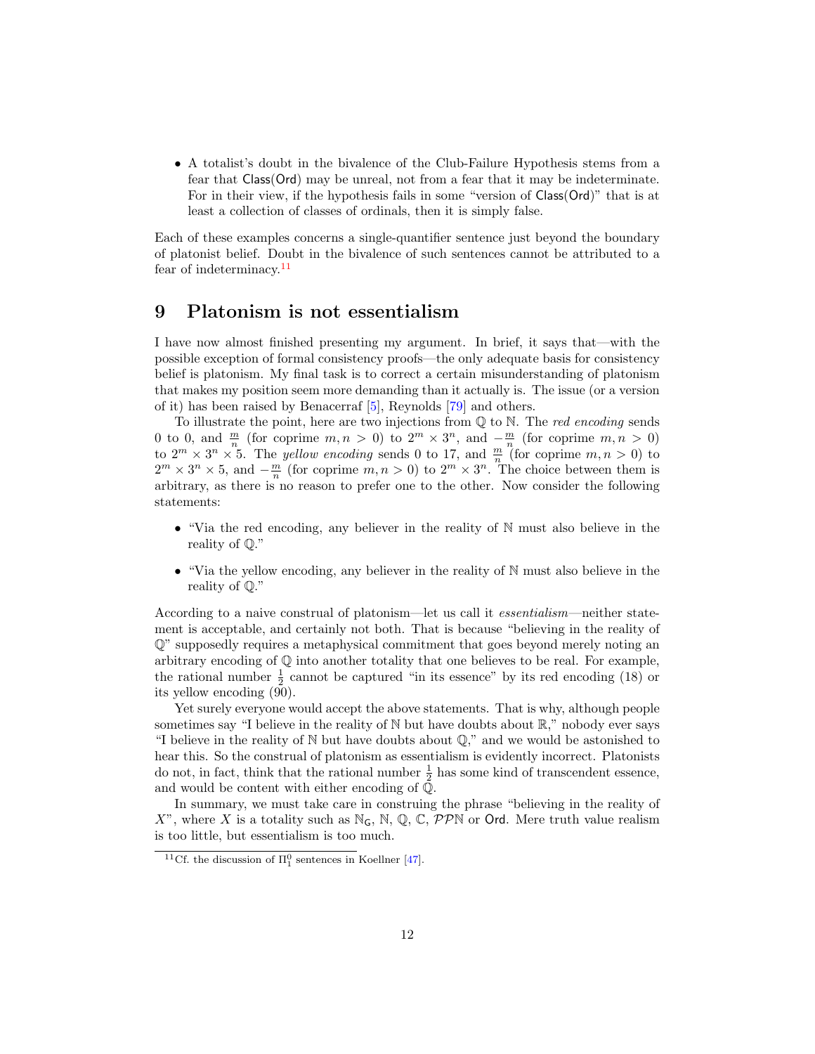- A totalist's doubt in the bivalence of the Club-Failure Hypothesis stems from a fear that $\mathsf{Class}(\mathsf{Ord})$ may be unreal, not from a fear that it may be indeterminate. For in their view, if the hypothesis fails in some "version of $\mathsf{Class}(\mathsf{Ord})$" that is at least a collection of classes of ordinals, then it is simply false.

Each of these examples concerns a single-quantifier sentence just beyond the boundary of platonist belief. Doubt in the bivalence of such sentences cannot be attributed to a fear of indeterminacy.[11]

## 9 Platonism is not essentialism

I have now almost finished presenting my argument. In brief, it says that—with the possible exception of formal consistency proofs—the only adequate basis for consistency belief is platonism. My final task is to correct a certain misunderstanding of platonism that makes my position seem more demanding than it actually is. The issue (or a version of it) has been raised by Benacerraf [5], Reynolds [79] and others.

To illustrate the point, here are two injections from $\mathbb{Q}$ to $\mathbb{N}$. The *red encoding* sends 0 to 0, and $\frac{m}{n}$ (for coprime $m, n > 0$) to $2^m \times 3^n$, and $-\frac{m}{n}$ (for coprime $m, n > 0$) to $2^m \times 3^n \times 5$. The *yellow encoding* sends 0 to 17, and $\frac{m}{n}$ (for coprime $m, n > 0$) to $2^m \times 3^n \times 5$, and $-\frac{m}{n}$ (for coprime $m, n > 0$) to $2^m \times 3^n$. The choice between them is arbitrary, as there is no reason to prefer one to the other. Now consider the following statements:

- "Via the red encoding, any believer in the reality of $\mathbb{N}$ must also believe in the reality of $\mathbb{Q}$."
- "Via the yellow encoding, any believer in the reality of $\mathbb{N}$ must also believe in the reality of $\mathbb{Q}$."

According to a naive construal of platonism—let us call it *essentialism*—neither statement is acceptable, and certainly not both. That is because "believing in the reality of $\mathbb{Q}$" supposedly requires a metaphysical commitment that goes beyond merely noting an arbitrary encoding of $\mathbb{Q}$ into another totality that one believes to be real. For example, the rational number $\frac{1}{2}$ cannot be captured "in its essence" by its red encoding (18) or its yellow encoding (90).

Yet surely everyone would accept the above statements. That is why, although people sometimes say "I believe in the reality of $\mathbb{N}$ but have doubts about $\mathbb{R}$," nobody ever says "I believe in the reality of $\mathbb{N}$ but have doubts about $\mathbb{Q}$," and we would be astonished to hear this. So the construal of platonism as essentialism is evidently incorrect. Platonists do not, in fact, think that the rational number $\frac{1}{2}$ has some kind of transcendent essence, and would be content with either encoding of $\mathbb{Q}$.

In summary, we must take care in construing the phrase "believing in the reality of $X$", where $X$ is a totality such as $\mathbb{N}_{\mathsf{G}}$, $\mathbb{N}$, $\mathbb{Q}$, $\mathbb{C}$, $\mathcal{PP}\mathbb{N}$ or $\mathsf{Ord}$. Mere truth value realism is too little, but essentialism is too much.

[11] Cf. the discussion of $\Pi^0_1$ sentences in Koellner [47].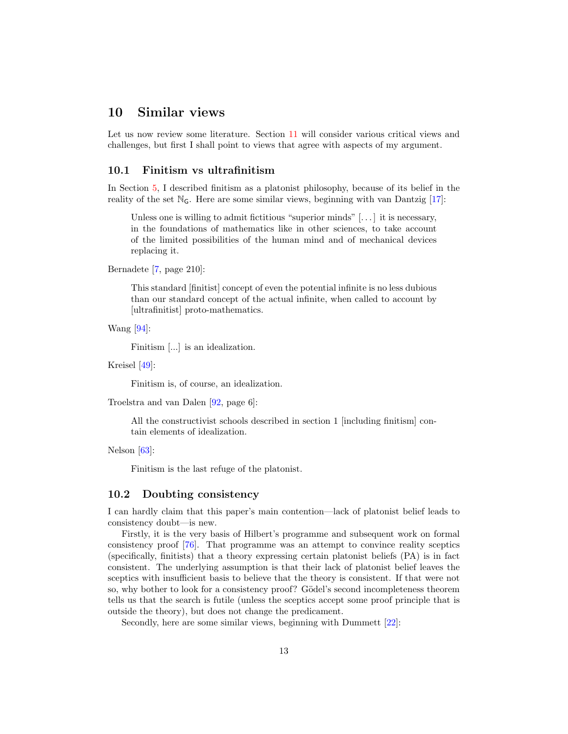## 10 Similar views

Let us now review some literature. Section 11 will consider various critical views and challenges, but first I shall point to views that agree with aspects of my argument.

### 10.1 Finitism vs ultrafinitism

In Section 5, I described finitism as a platonist philosophy, because of its belief in the reality of the set $\mathbb{N}_{\mathsf{G}}$. Here are some similar views, beginning with van Dantzig [17]:

> Unless one is willing to admit fictitious "superior minds" [...] it is necessary, in the foundations of mathematics like in other sciences, to take account of the limited possibilities of the human mind and of mechanical devices replacing it.

Bernadete [7, page 210]:

> This standard [finitist] concept of even the potential infinite is no less dubious than our standard concept of the actual infinite, when called to account by [ultrafinitist] proto-mathematics.

Wang [94]:

> Finitism [...] is an idealization.

Kreisel [49]:

> Finitism is, of course, an idealization.

Troelstra and van Dalen [92, page 6]:

> All the constructivist schools described in section 1 [including finitism] contain elements of idealization.

Nelson [63]:

> Finitism is the last refuge of the platonist.

### 10.2 Doubting consistency

I can hardly claim that this paper's main contention—lack of platonist belief leads to consistency doubt—is new.

Firstly, it is the very basis of Hilbert's programme and subsequent work on formal consistency proof [76]. That programme was an attempt to convince reality sceptics (specifically, finitists) that a theory expressing certain platonist beliefs (PA) is in fact consistent. The underlying assumption is that their lack of platonist belief leaves the sceptics with insufficient basis to believe that the theory is consistent. If that were not so, why bother to look for a consistency proof? Gödel's second incompleteness theorem tells us that the search is futile (unless the sceptics accept some proof principle that is outside the theory), but does not change the predicament.

Secondly, here are some similar views, beginning with Dummett [22]: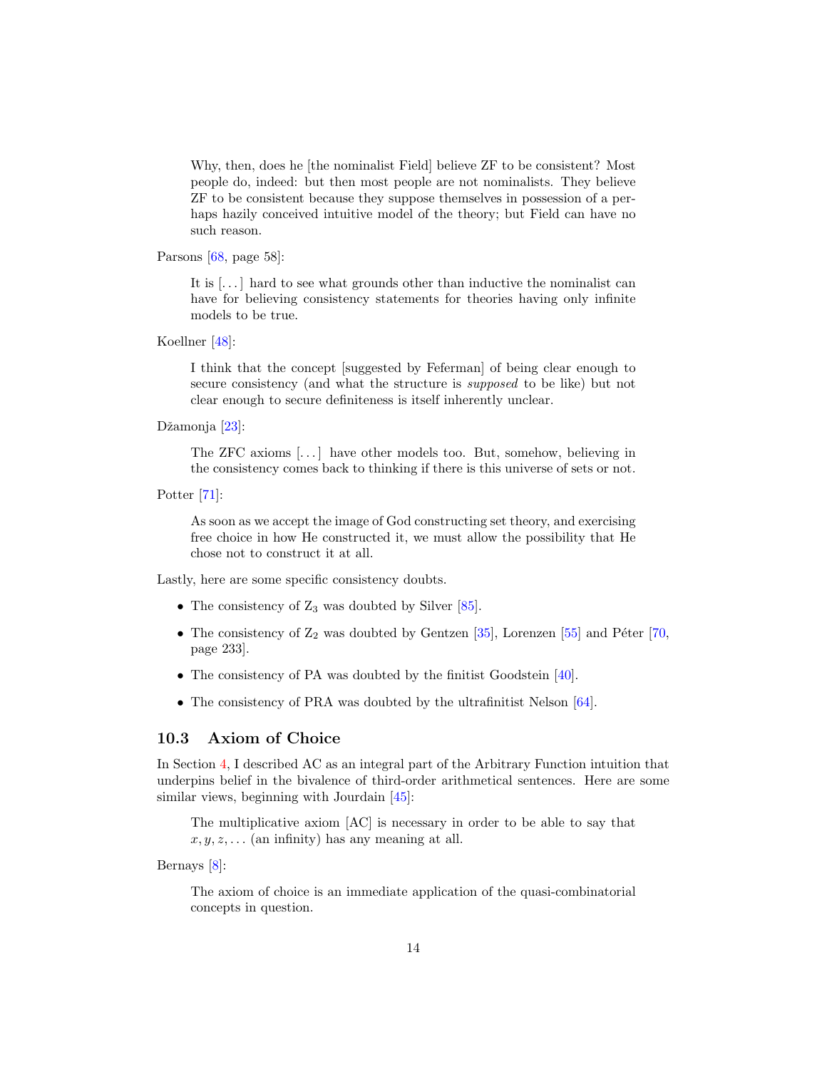> Why, then, does he [the nominalist Field] believe ZF to be consistent? Most people do, indeed: but then most people are not nominalists. They believe ZF to be consistent because they suppose themselves in possession of a perhaps hazily conceived intuitive model of the theory; but Field can have no such reason.

Parsons [68, page 58]:

> It is [...] hard to see what grounds other than inductive the nominalist can have for believing consistency statements for theories having only infinite models to be true.

Koellner [48]:

> I think that the concept [suggested by Feferman] of being clear enough to secure consistency (and what the structure is *supposed* to be like) but not clear enough to secure definiteness is itself inherently unclear.

Džamonja [23]:

> The ZFC axioms [...] have other models too. But, somehow, believing in the consistency comes back to thinking if there is this universe of sets or not.

Potter [71]:

> As soon as we accept the image of God constructing set theory, and exercising free choice in how He constructed it, we must allow the possibility that He chose not to construct it at all.

Lastly, here are some specific consistency doubts.

- The consistency of $Z_3$ was doubted by Silver [85].
- The consistency of $Z_2$ was doubted by Gentzen [35], Lorenzen [55] and Péter [70, page 233].
- The consistency of PA was doubted by the finitist Goodstein [40].
- The consistency of PRA was doubted by the ultrafinitist Nelson [64].

### 10.3 Axiom of Choice

In Section 4, I described AC as an integral part of the Arbitrary Function intuition that underpins belief in the bivalence of third-order arithmetical sentences. Here are some similar views, beginning with Jourdain [45]:

> The multiplicative axiom [AC] is necessary in order to be able to say that $x, y, z, \ldots$ (an infinity) has any meaning at all.

Bernays [8]:

> The axiom of choice is an immediate application of the quasi-combinatorial concepts in question.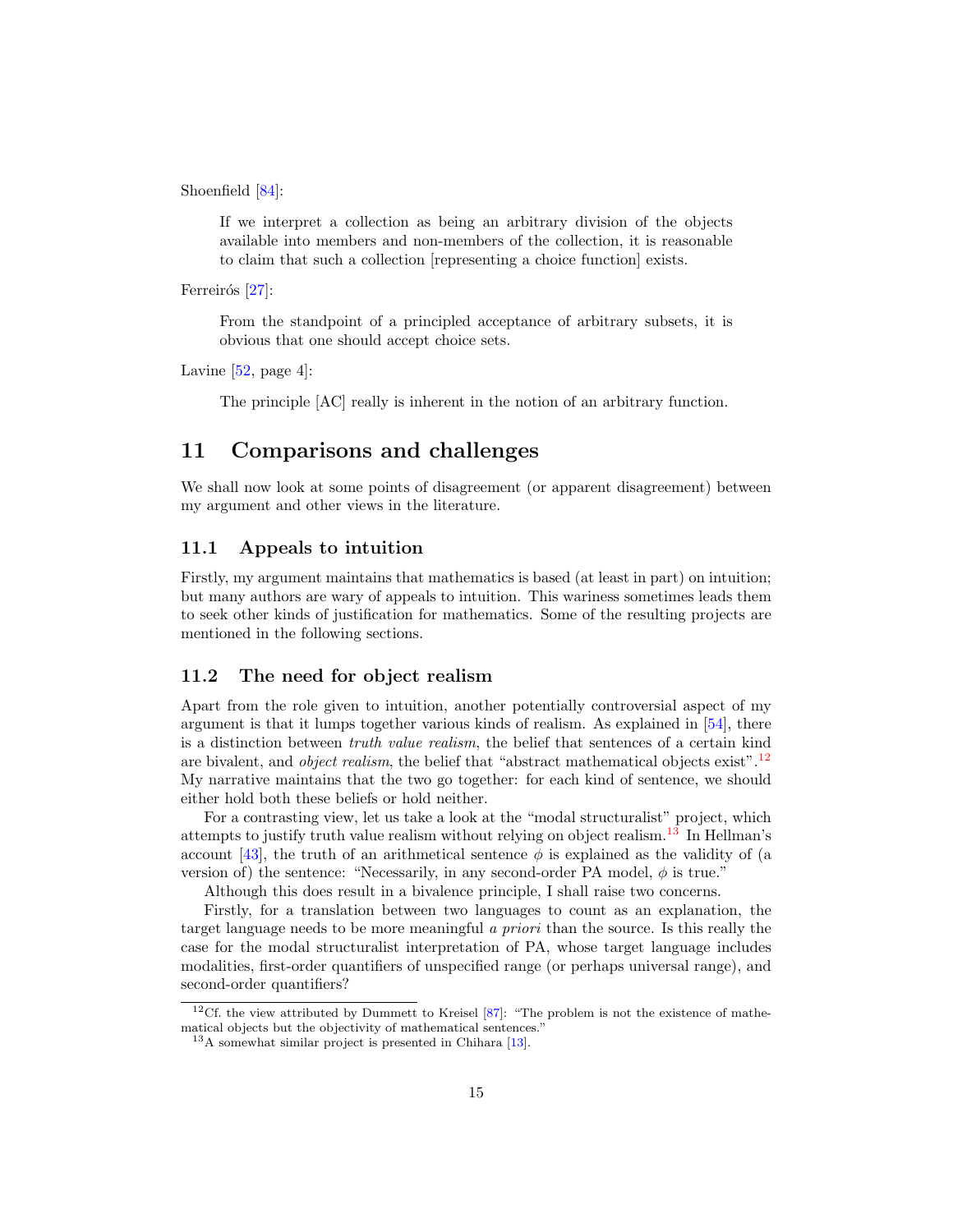Shoenfield [84]:

> If we interpret a collection as being an arbitrary division of the objects available into members and non-members of the collection, it is reasonable to claim that such a collection [representing a choice function] exists.

Ferreirós [27]:

> From the standpoint of a principled acceptance of arbitrary subsets, it is obvious that one should accept choice sets.

Lavine [52, page 4]:

> The principle [AC] really is inherent in the notion of an arbitrary function.

## 11 Comparisons and challenges

We shall now look at some points of disagreement (or apparent disagreement) between my argument and other views in the literature.

### 11.1 Appeals to intuition

Firstly, my argument maintains that mathematics is based (at least in part) on intuition; but many authors are wary of appeals to intuition. This wariness sometimes leads them to seek other kinds of justification for mathematics. Some of the resulting projects are mentioned in the following sections.

### 11.2 The need for object realism

Apart from the role given to intuition, another potentially controversial aspect of my argument is that it lumps together various kinds of realism. As explained in [54], there is a distinction between *truth value realism*, the belief that sentences of a certain kind are bivalent, and *object realism*, the belief that "abstract mathematical objects exist".[12] My narrative maintains that the two go together: for each kind of sentence, we should either hold both these beliefs or hold neither.

For a contrasting view, let us take a look at the "modal structuralist" project, which attempts to justify truth value realism without relying on object realism.[13] In Hellman's account [43], the truth of an arithmetical sentence $\phi$ is explained as the validity of (a version of) the sentence: "Necessarily, in any second-order PA model, $\phi$ is true."

Although this does result in a bivalence principle, I shall raise two concerns.

Firstly, for a translation between two languages to count as an explanation, the target language needs to be more meaningful *a priori* than the source. Is this really the case for the modal structuralist interpretation of PA, whose target language includes modalities, first-order quantifiers of unspecified range (or perhaps universal range), and second-order quantifiers?

[12] Cf. the view attributed by Dummett to Kreisel [87]: "The problem is not the existence of mathematical objects but the objectivity of mathematical sentences."

[13] A somewhat similar project is presented in Chihara [13].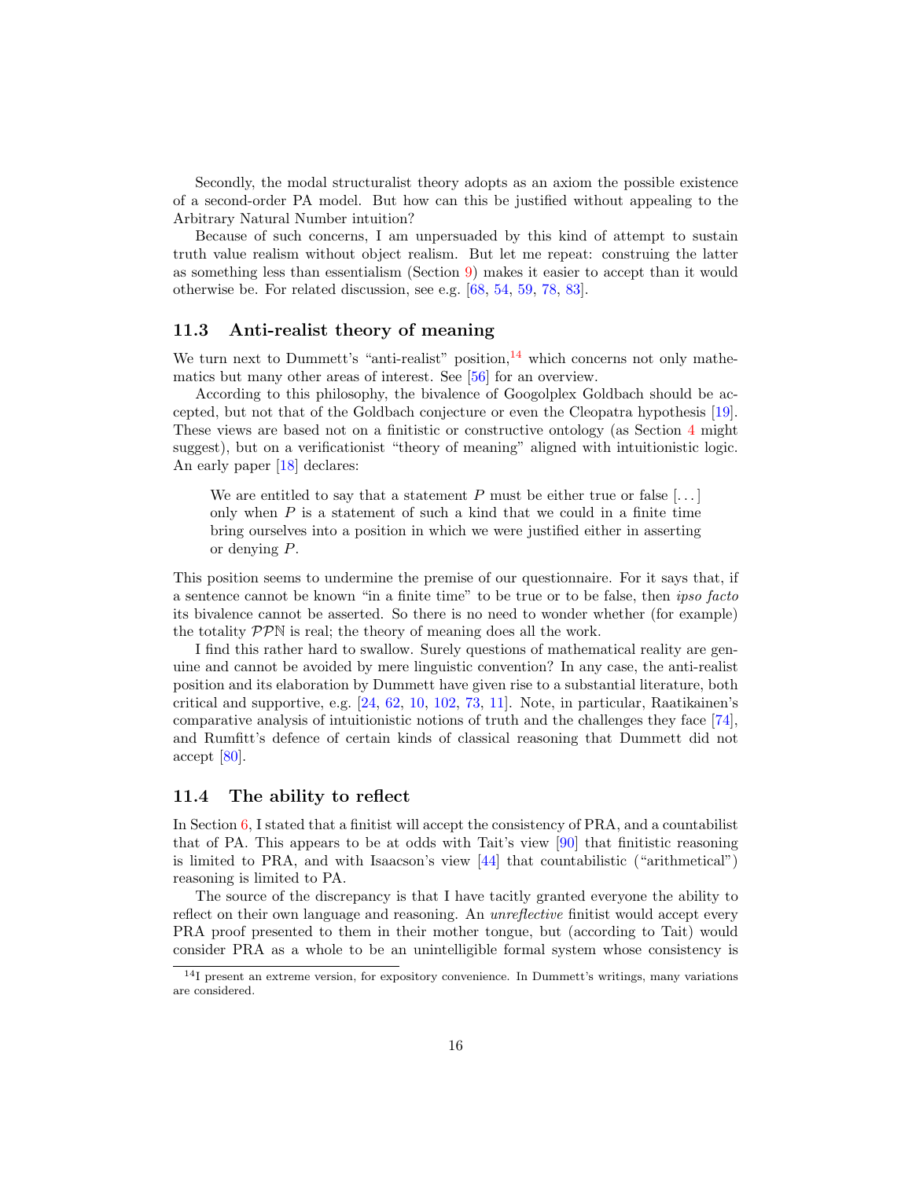Secondly, the modal structuralist theory adopts as an axiom the possible existence of a second-order PA model. But how can this be justified without appealing to the Arbitrary Natural Number intuition?

Because of such concerns, I am unpersuaded by this kind of attempt to sustain truth value realism without object realism. But let me repeat: construing the latter as something less than essentialism (Section 9) makes it easier to accept than it would otherwise be. For related discussion, see e.g. [68, 54, 59, 78, 83].

### 11.3 Anti-realist theory of meaning

We turn next to Dummett's "anti-realist" position,[14] which concerns not only mathematics but many other areas of interest. See [56] for an overview.

According to this philosophy, the bivalence of Googolplex Goldbach should be accepted, but not that of the Goldbach conjecture or even the Cleopatra hypothesis [19]. These views are based not on a finitistic or constructive ontology (as Section 4 might suggest), but on a verificationist "theory of meaning" aligned with intuitionistic logic. An early paper [18] declares:

> We are entitled to say that a statement $P$ must be either true or false [...] only when $P$ is a statement of such a kind that we could in a finite time bring ourselves into a position in which we were justified either in asserting or denying $P$.

This position seems to undermine the premise of our questionnaire. For it says that, if a sentence cannot be known "in a finite time" to be true or to be false, then *ipso facto* its bivalence cannot be asserted. So there is no need to wonder whether (for example) the totality $\mathcal{PP}\mathbb{N}$ is real; the theory of meaning does all the work.

I find this rather hard to swallow. Surely questions of mathematical reality are genuine and cannot be avoided by mere linguistic convention? In any case, the anti-realist position and its elaboration by Dummett have given rise to a substantial literature, both critical and supportive, e.g. [24, 62, 10, 102, 73, 11]. Note, in particular, Raatikainen's comparative analysis of intuitionistic notions of truth and the challenges they face [74], and Rumfitt's defence of certain kinds of classical reasoning that Dummett did not accept [80].

### 11.4 The ability to reflect

In Section 6, I stated that a finitist will accept the consistency of PRA, and a countabilist that of PA. This appears to be at odds with Tait's view [90] that finitistic reasoning is limited to PRA, and with Isaacson's view [44] that countabilistic ("arithmetical") reasoning is limited to PA.

The source of the discrepancy is that I have tacitly granted everyone the ability to reflect on their own language and reasoning. An *unreflective* finitist would accept every PRA proof presented to them in their mother tongue, but (according to Tait) would consider PRA as a whole to be an unintelligible formal system whose consistency is

[14] I present an extreme version, for expository convenience. In Dummett's writings, many variations are considered.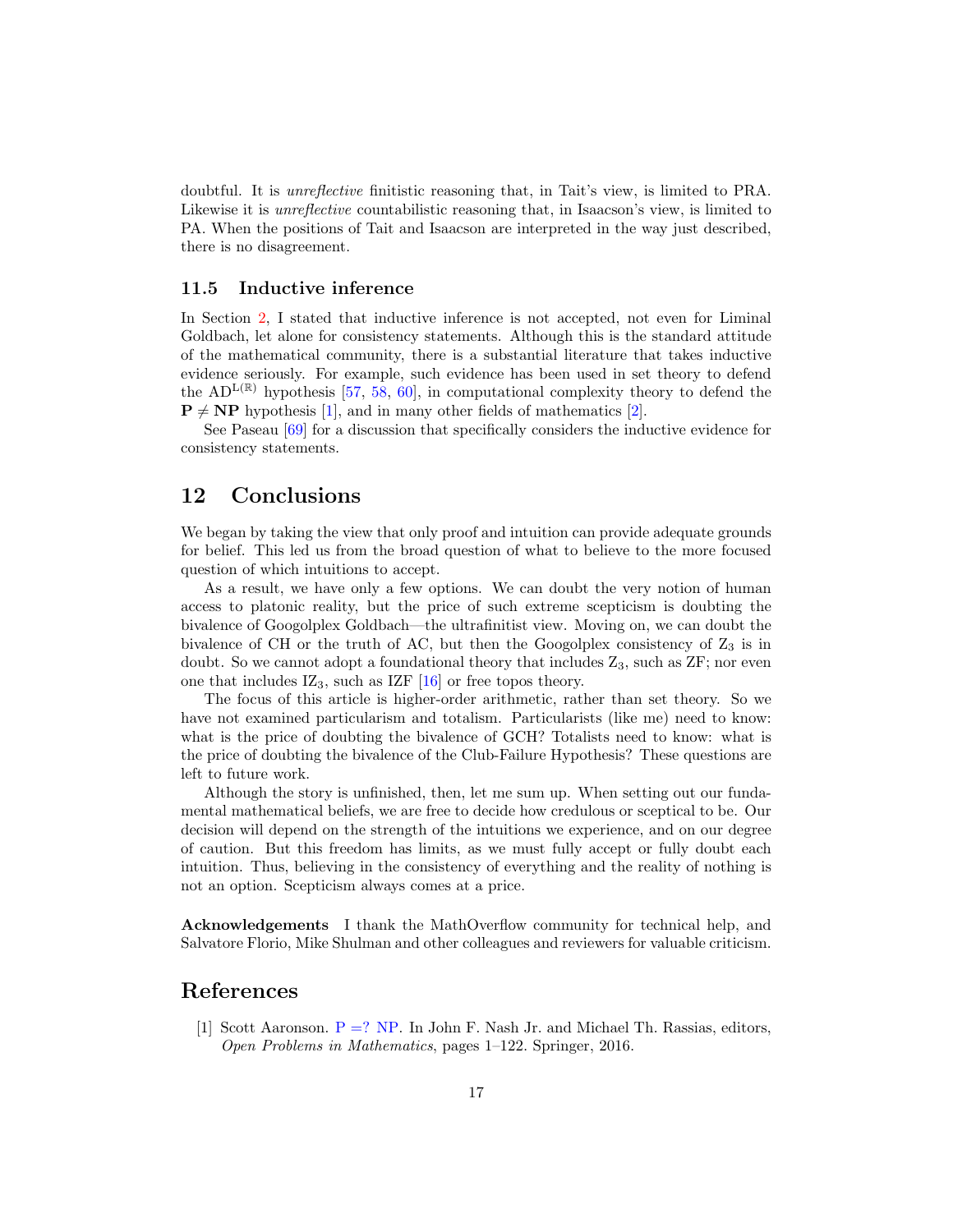doubtful. It is *unreflective* finitistic reasoning that, in Tait's view, is limited to PRA. Likewise it is *unreflective* countabilistic reasoning that, in Isaacson's view, is limited to PA. When the positions of Tait and Isaacson are interpreted in the way just described, there is no disagreement.

### 11.5 Inductive inference

In Section 2, I stated that inductive inference is not accepted, not even for Liminal Goldbach, let alone for consistency statements. Although this is the standard attitude of the mathematical community, there is a substantial literature that takes inductive evidence seriously. For example, such evidence has been used in set theory to defend the $\mathrm{AD}^{\mathrm{L}(\mathbb{R})}$ hypothesis [57, 58, 60], in computational complexity theory to defend the $\mathbf{P} \neq \mathbf{NP}$ hypothesis [1], and in many other fields of mathematics [2].

See Paseau [69] for a discussion that specifically considers the inductive evidence for consistency statements.

## 12 Conclusions

We began by taking the view that only proof and intuition can provide adequate grounds for belief. This led us from the broad question of what to believe to the more focused question of which intuitions to accept.

As a result, we have only a few options. We can doubt the very notion of human access to platonic reality, but the price of such extreme scepticism is doubting the bivalence of Googolplex Goldbach—the ultrafinitist view. Moving on, we can doubt the bivalence of CH or the truth of AC, but then the Googolplex consistency of $\mathrm{Z}_3$ is in doubt. So we cannot adopt a foundational theory that includes $\mathrm{Z}_3$, such as ZF; nor even one that includes $\mathrm{IZ}_3$, such as IZF [16] or free topos theory.

The focus of this article is higher-order arithmetic, rather than set theory. So we have not examined particularism and totalism. Particularists (like me) need to know: what is the price of doubting the bivalence of GCH? Totalists need to know: what is the price of doubting the bivalence of the Club-Failure Hypothesis? These questions are left to future work.

Although the story is unfinished, then, let me sum up. When setting out our fundamental mathematical beliefs, we are free to decide how credulous or sceptical to be. Our decision will depend on the strength of the intuitions we experience, and on our degree of caution. But this freedom has limits, as we must fully accept or fully doubt each intuition. Thus, believing in the consistency of everything and the reality of nothing is not an option. Scepticism always comes at a price.

**Acknowledgements** I thank the MathOverflow community for technical help, and Salvatore Florio, Mike Shulman and other colleagues and reviewers for valuable criticism.

## References

[1] Scott Aaronson. P =? NP. In John F. Nash Jr. and Michael Th. Rassias, editors, *Open Problems in Mathematics*, pages 1–122. Springer, 2016.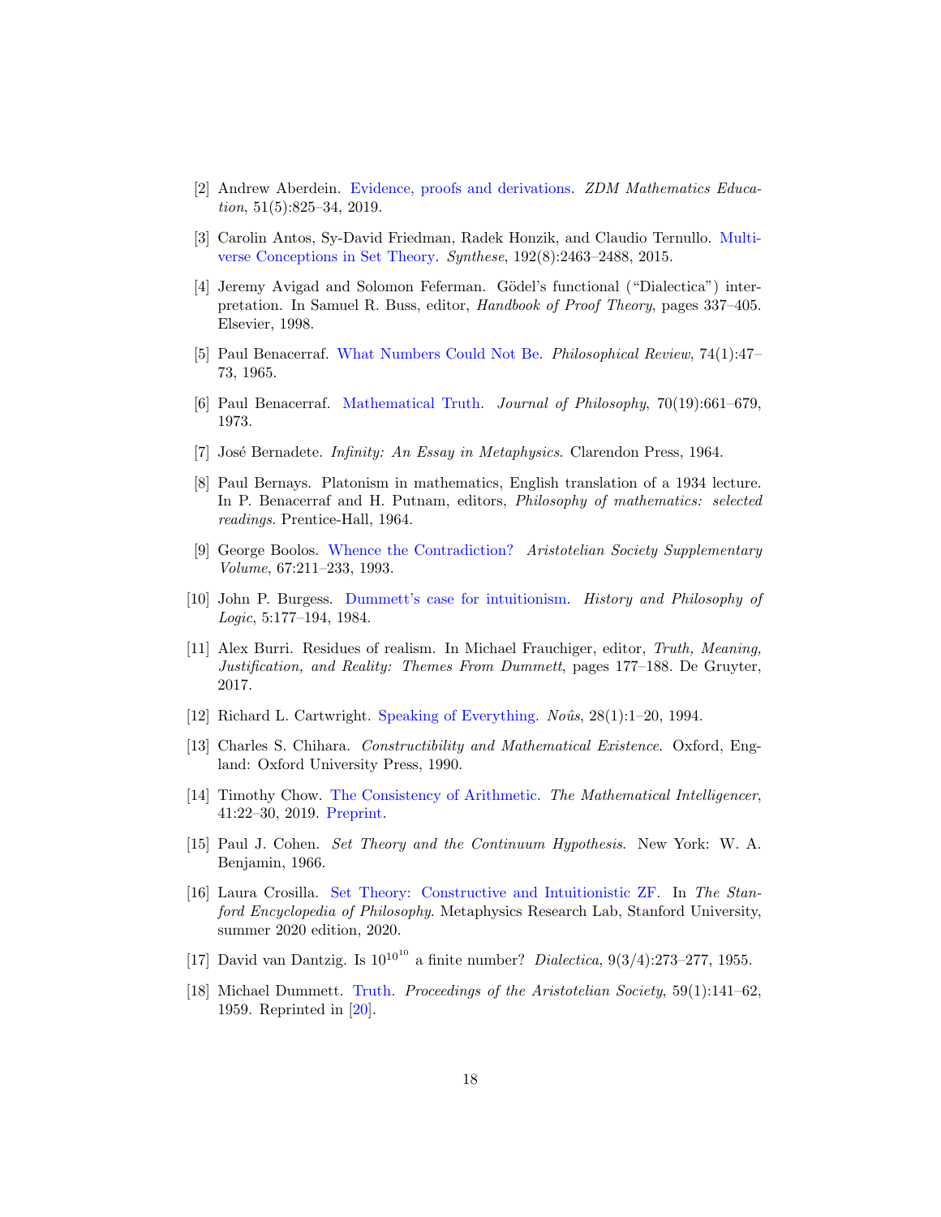[2] Andrew Aberdein. Evidence, proofs and derivations. *ZDM Mathematics Education*, 51(5):825–34, 2019.

[3] Carolin Antos, Sy-David Friedman, Radek Honzik, and Claudio Ternullo. Multiverse Conceptions in Set Theory. *Synthese*, 192(8):2463–2488, 2015.

[4] Jeremy Avigad and Solomon Feferman. Gödel's functional ("Dialectica") interpretation. In Samuel R. Buss, editor, *Handbook of Proof Theory*, pages 337–405. Elsevier, 1998.

[5] Paul Benacerraf. What Numbers Could Not Be. *Philosophical Review*, 74(1):47–73, 1965.

[6] Paul Benacerraf. Mathematical Truth. *Journal of Philosophy*, 70(19):661–679, 1973.

[7] José Bernadete. *Infinity: An Essay in Metaphysics*. Clarendon Press, 1964.

[8] Paul Bernays. Platonism in mathematics, English translation of a 1934 lecture. In P. Benacerraf and H. Putnam, editors, *Philosophy of mathematics: selected readings*. Prentice-Hall, 1964.

[9] George Boolos. Whence the Contradiction? *Aristotelian Society Supplementary Volume*, 67:211–233, 1993.

[10] John P. Burgess. Dummett's case for intuitionism. *History and Philosophy of Logic*, 5:177–194, 1984.

[11] Alex Burri. Residues of realism. In Michael Frauchiger, editor, *Truth, Meaning, Justification, and Reality: Themes From Dummett*, pages 177–188. De Gruyter, 2017.

[12] Richard L. Cartwright. Speaking of Everything. *Noûs*, 28(1):1–20, 1994.

[13] Charles S. Chihara. *Constructibility and Mathematical Existence*. Oxford, England: Oxford University Press, 1990.

[14] Timothy Chow. The Consistency of Arithmetic. *The Mathematical Intelligencer*, 41:22–30, 2019. Preprint.

[15] Paul J. Cohen. *Set Theory and the Continuum Hypothesis*. New York: W. A. Benjamin, 1966.

[16] Laura Crosilla. Set Theory: Constructive and Intuitionistic ZF. In *The Stanford Encyclopedia of Philosophy*. Metaphysics Research Lab, Stanford University, summer 2020 edition, 2020.

[17] David van Dantzig. Is $10^{10^{10}}$ a finite number? *Dialectica*, 9(3/4):273–277, 1955.

[18] Michael Dummett. Truth. *Proceedings of the Aristotelian Society*, 59(1):141–62, 1959. Reprinted in [20].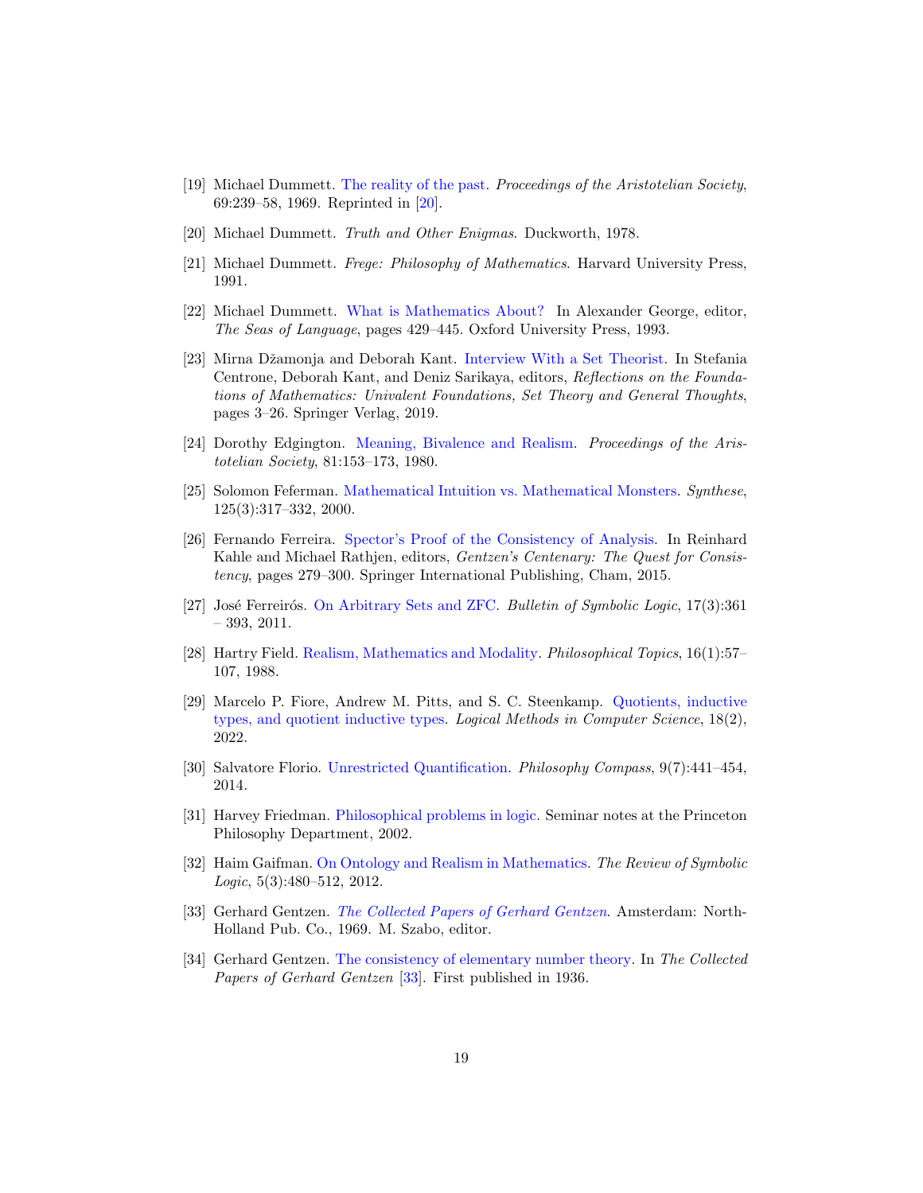[19] Michael Dummett. The reality of the past. *Proceedings of the Aristotelian Society*, 69:239–58, 1969. Reprinted in [20].

[20] Michael Dummett. *Truth and Other Enigmas*. Duckworth, 1978.

[21] Michael Dummett. *Frege: Philosophy of Mathematics*. Harvard University Press, 1991.

[22] Michael Dummett. What is Mathematics About? In Alexander George, editor, *The Seas of Language*, pages 429–445. Oxford University Press, 1993.

[23] Mirna Džamonja and Deborah Kant. Interview With a Set Theorist. In Stefania Centrone, Deborah Kant, and Deniz Sarikaya, editors, *Reflections on the Foundations of Mathematics: Univalent Foundations, Set Theory and General Thoughts*, pages 3–26. Springer Verlag, 2019.

[24] Dorothy Edgington. Meaning, Bivalence and Realism. *Proceedings of the Aristotelian Society*, 81:153–173, 1980.

[25] Solomon Feferman. Mathematical Intuition vs. Mathematical Monsters. *Synthese*, 125(3):317–332, 2000.

[26] Fernando Ferreira. Spector's Proof of the Consistency of Analysis. In Reinhard Kahle and Michael Rathjen, editors, *Gentzen's Centenary: The Quest for Consistency*, pages 279–300. Springer International Publishing, Cham, 2015.

[27] José Ferreirós. On Arbitrary Sets and ZFC. *Bulletin of Symbolic Logic*, 17(3):361 – 393, 2011.

[28] Hartry Field. Realism, Mathematics and Modality. *Philosophical Topics*, 16(1):57–107, 1988.

[29] Marcelo P. Fiore, Andrew M. Pitts, and S. C. Steenkamp. Quotients, inductive types, and quotient inductive types. *Logical Methods in Computer Science*, 18(2), 2022.

[30] Salvatore Florio. Unrestricted Quantification. *Philosophy Compass*, 9(7):441–454, 2014.

[31] Harvey Friedman. Philosophical problems in logic. Seminar notes at the Princeton Philosophy Department, 2002.

[32] Haim Gaifman. On Ontology and Realism in Mathematics. *The Review of Symbolic Logic*, 5(3):480–512, 2012.

[33] Gerhard Gentzen. *The Collected Papers of Gerhard Gentzen*. Amsterdam: North-Holland Pub. Co., 1969. M. Szabo, editor.

[34] Gerhard Gentzen. The consistency of elementary number theory. In *The Collected Papers of Gerhard Gentzen* [33]. First published in 1936.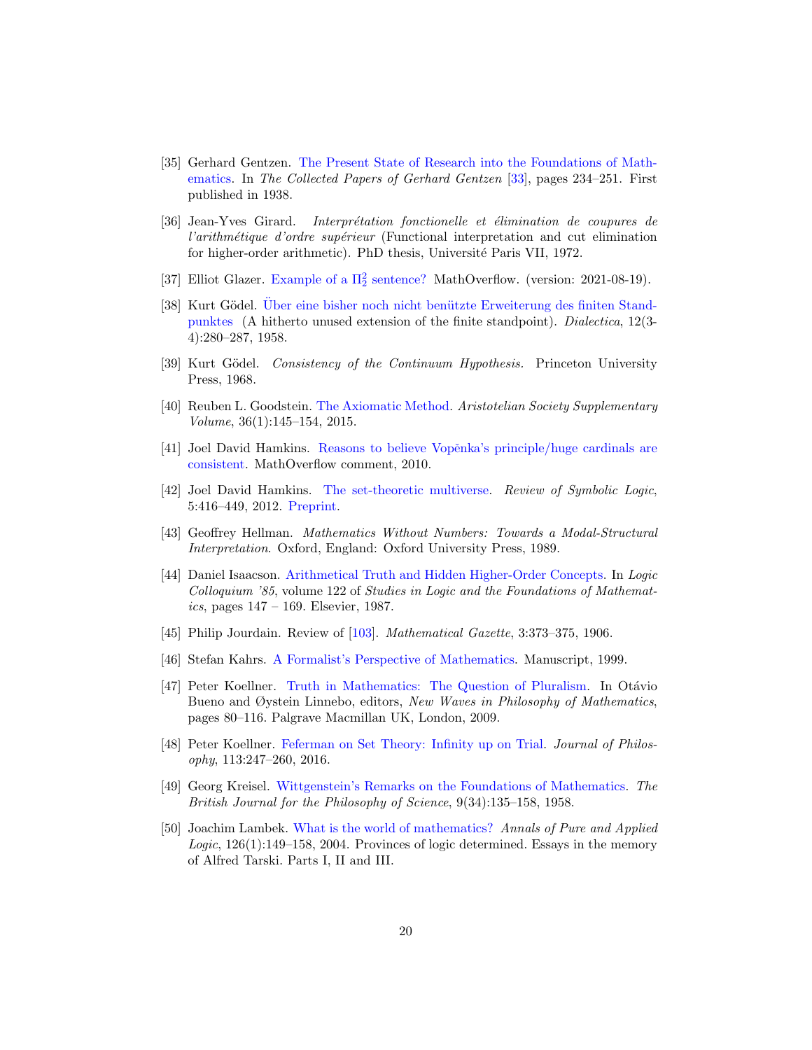[35] Gerhard Gentzen. The Present State of Research into the Foundations of Mathematics. In *The Collected Papers of Gerhard Gentzen* [33], pages 234–251. First published in 1938.

[36] Jean-Yves Girard. *Interprétation fonctionelle et élimination de coupures de l'arithmétique d'ordre supérieur* (Functional interpretation and cut elimination for higher-order arithmetic). PhD thesis, Université Paris VII, 1972.

[37] Elliot Glazer. Example of a $\Pi^2_2$ sentence? MathOverflow. (version: 2021-08-19).

[38] Kurt Gödel. Über eine bisher noch nicht benützte Erweiterung des finiten Standpunktes (A hitherto unused extension of the finite standpoint). *Dialectica*, 12(3-4):280–287, 1958.

[39] Kurt Gödel. *Consistency of the Continuum Hypothesis*. Princeton University Press, 1968.

[40] Reuben L. Goodstein. The Axiomatic Method. *Aristotelian Society Supplementary Volume*, 36(1):145–154, 2015.

[41] Joel David Hamkins. Reasons to believe Vopěnka's principle/huge cardinals are consistent. MathOverflow comment, 2010.

[42] Joel David Hamkins. The set-theoretic multiverse. *Review of Symbolic Logic*, 5:416–449, 2012. Preprint.

[43] Geoffrey Hellman. *Mathematics Without Numbers: Towards a Modal-Structural Interpretation*. Oxford, England: Oxford University Press, 1989.

[44] Daniel Isaacson. Arithmetical Truth and Hidden Higher-Order Concepts. In *Logic Colloquium '85*, volume 122 of *Studies in Logic and the Foundations of Mathematics*, pages 147 – 169. Elsevier, 1987.

[45] Philip Jourdain. Review of [103]. *Mathematical Gazette*, 3:373–375, 1906.

[46] Stefan Kahrs. A Formalist's Perspective of Mathematics. Manuscript, 1999.

[47] Peter Koellner. Truth in Mathematics: The Question of Pluralism. In Otávio Bueno and Øystein Linnebo, editors, *New Waves in Philosophy of Mathematics*, pages 80–116. Palgrave Macmillan UK, London, 2009.

[48] Peter Koellner. Feferman on Set Theory: Infinity up on Trial. *Journal of Philosophy*, 113:247–260, 2016.

[49] Georg Kreisel. Wittgenstein's Remarks on the Foundations of Mathematics. *The British Journal for the Philosophy of Science*, 9(34):135–158, 1958.

[50] Joachim Lambek. What is the world of mathematics? *Annals of Pure and Applied Logic*, 126(1):149–158, 2004. Provinces of logic determined. Essays in the memory of Alfred Tarski. Parts I, II and III.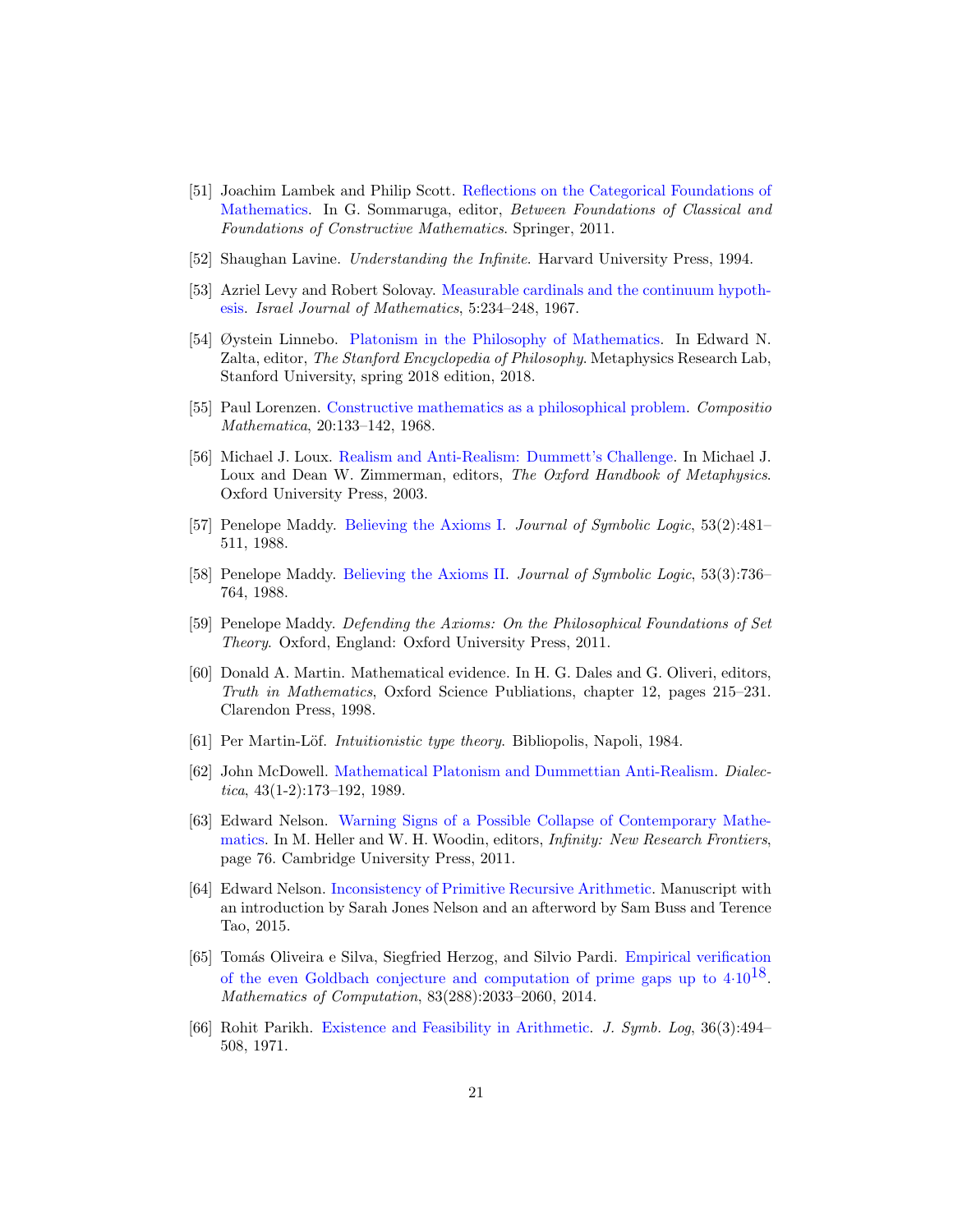[51] Joachim Lambek and Philip Scott. Reflections on the Categorical Foundations of Mathematics. In G. Sommaruga, editor, *Between Foundations of Classical and Foundations of Constructive Mathematics*. Springer, 2011.

[52] Shaughan Lavine. *Understanding the Infinite*. Harvard University Press, 1994.

[53] Azriel Levy and Robert Solovay. Measurable cardinals and the continuum hypothesis. *Israel Journal of Mathematics*, 5:234–248, 1967.

[54] Øystein Linnebo. Platonism in the Philosophy of Mathematics. In Edward N. Zalta, editor, *The Stanford Encyclopedia of Philosophy*. Metaphysics Research Lab, Stanford University, spring 2018 edition, 2018.

[55] Paul Lorenzen. Constructive mathematics as a philosophical problem. *Compositio Mathematica*, 20:133–142, 1968.

[56] Michael J. Loux. Realism and Anti-Realism: Dummett's Challenge. In Michael J. Loux and Dean W. Zimmerman, editors, *The Oxford Handbook of Metaphysics*. Oxford University Press, 2003.

[57] Penelope Maddy. Believing the Axioms I. *Journal of Symbolic Logic*, 53(2):481–511, 1988.

[58] Penelope Maddy. Believing the Axioms II. *Journal of Symbolic Logic*, 53(3):736–764, 1988.

[59] Penelope Maddy. *Defending the Axioms: On the Philosophical Foundations of Set Theory*. Oxford, England: Oxford University Press, 2011.

[60] Donald A. Martin. Mathematical evidence. In H. G. Dales and G. Oliveri, editors, *Truth in Mathematics*, Oxford Science Publiations, chapter 12, pages 215–231. Clarendon Press, 1998.

[61] Per Martin-Löf. *Intuitionistic type theory*. Bibliopolis, Napoli, 1984.

[62] John McDowell. Mathematical Platonism and Dummettian Anti-Realism. *Dialectica*, 43(1-2):173–192, 1989.

[63] Edward Nelson. Warning Signs of a Possible Collapse of Contemporary Mathematics. In M. Heller and W. H. Woodin, editors, *Infinity: New Research Frontiers*, page 76. Cambridge University Press, 2011.

[64] Edward Nelson. Inconsistency of Primitive Recursive Arithmetic. Manuscript with an introduction by Sarah Jones Nelson and an afterword by Sam Buss and Terence Tao, 2015.

[65] Tomás Oliveira e Silva, Siegfried Herzog, and Silvio Pardi. Empirical verification of the even Goldbach conjecture and computation of prime gaps up to $4{\cdot}10^{18}$. *Mathematics of Computation*, 83(288):2033–2060, 2014.

[66] Rohit Parikh. Existence and Feasibility in Arithmetic. *J. Symb. Log*, 36(3):494–508, 1971.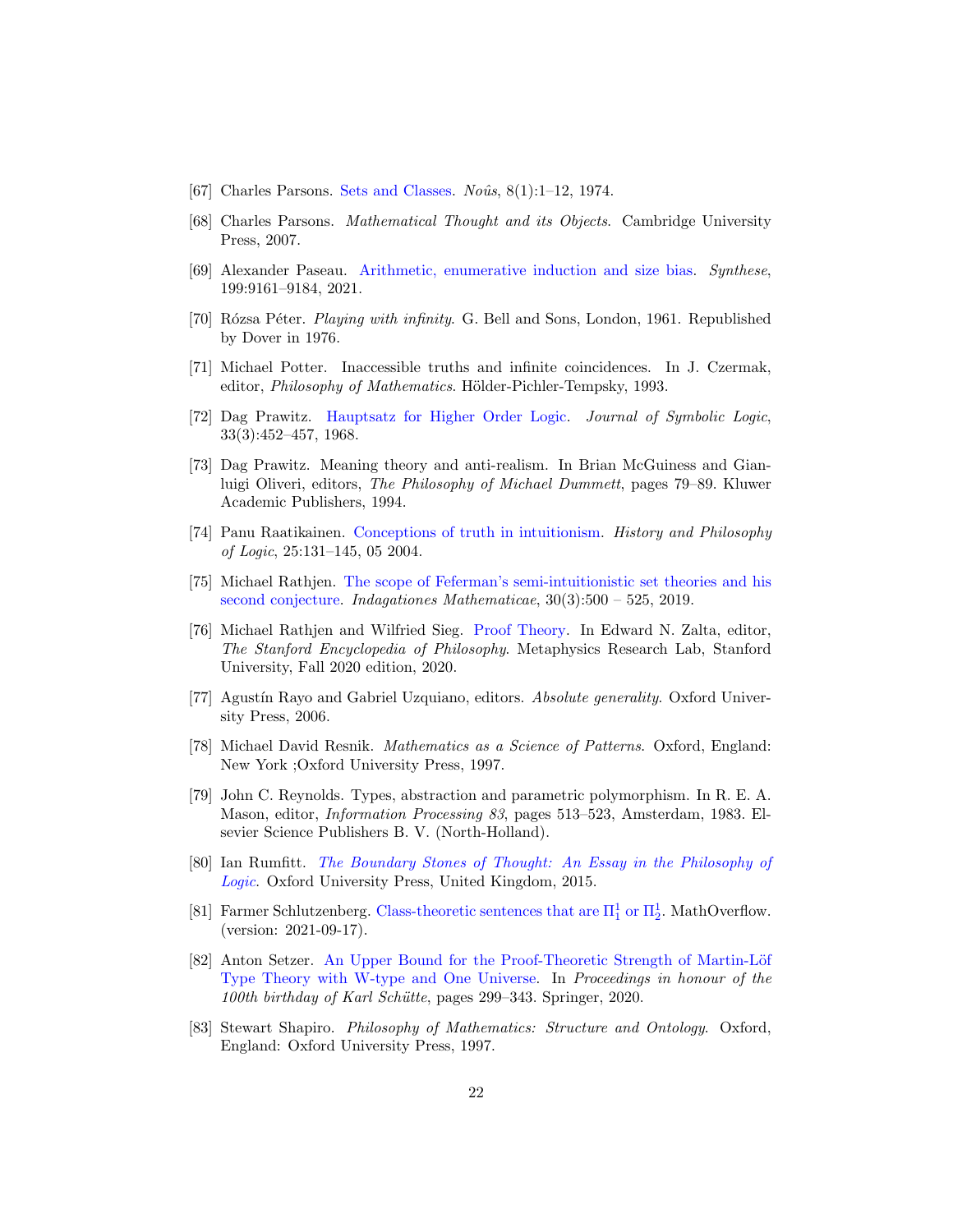[67] Charles Parsons. Sets and Classes. *Noûs*, 8(1):1–12, 1974.

[68] Charles Parsons. *Mathematical Thought and its Objects*. Cambridge University Press, 2007.

[69] Alexander Paseau. Arithmetic, enumerative induction and size bias. *Synthese*, 199:9161–9184, 2021.

[70] Rózsa Péter. *Playing with infinity*. G. Bell and Sons, London, 1961. Republished by Dover in 1976.

[71] Michael Potter. Inaccessible truths and infinite coincidences. In J. Czermak, editor, *Philosophy of Mathematics*. Hölder-Pichler-Tempsky, 1993.

[72] Dag Prawitz. Hauptsatz for Higher Order Logic. *Journal of Symbolic Logic*, 33(3):452–457, 1968.

[73] Dag Prawitz. Meaning theory and anti-realism. In Brian McGuiness and Gianluigi Oliveri, editors, *The Philosophy of Michael Dummett*, pages 79–89. Kluwer Academic Publishers, 1994.

[74] Panu Raatikainen. Conceptions of truth in intuitionism. *History and Philosophy of Logic*, 25:131–145, 05 2004.

[75] Michael Rathjen. The scope of Feferman's semi-intuitionistic set theories and his second conjecture. *Indagationes Mathematicae*, 30(3):500 – 525, 2019.

[76] Michael Rathjen and Wilfried Sieg. Proof Theory. In Edward N. Zalta, editor, *The Stanford Encyclopedia of Philosophy*. Metaphysics Research Lab, Stanford University, Fall 2020 edition, 2020.

[77] Agustín Rayo and Gabriel Uzquiano, editors. *Absolute generality*. Oxford University Press, 2006.

[78] Michael David Resnik. *Mathematics as a Science of Patterns*. Oxford, England: New York ;Oxford University Press, 1997.

[79] John C. Reynolds. Types, abstraction and parametric polymorphism. In R. E. A. Mason, editor, *Information Processing 83*, pages 513–523, Amsterdam, 1983. Elsevier Science Publishers B. V. (North-Holland).

[80] Ian Rumfitt. *The Boundary Stones of Thought: An Essay in the Philosophy of Logic*. Oxford University Press, United Kingdom, 2015.

[81] Farmer Schlutzenberg. Class-theoretic sentences that are $\Pi^1_1$ or $\Pi^1_2$. MathOverflow. (version: 2021-09-17).

[82] Anton Setzer. An Upper Bound for the Proof-Theoretic Strength of Martin-Löf Type Theory with W-type and One Universe. In *Proceedings in honour of the 100th birthday of Karl Schütte*, pages 299–343. Springer, 2020.

[83] Stewart Shapiro. *Philosophy of Mathematics: Structure and Ontology*. Oxford, England: Oxford University Press, 1997.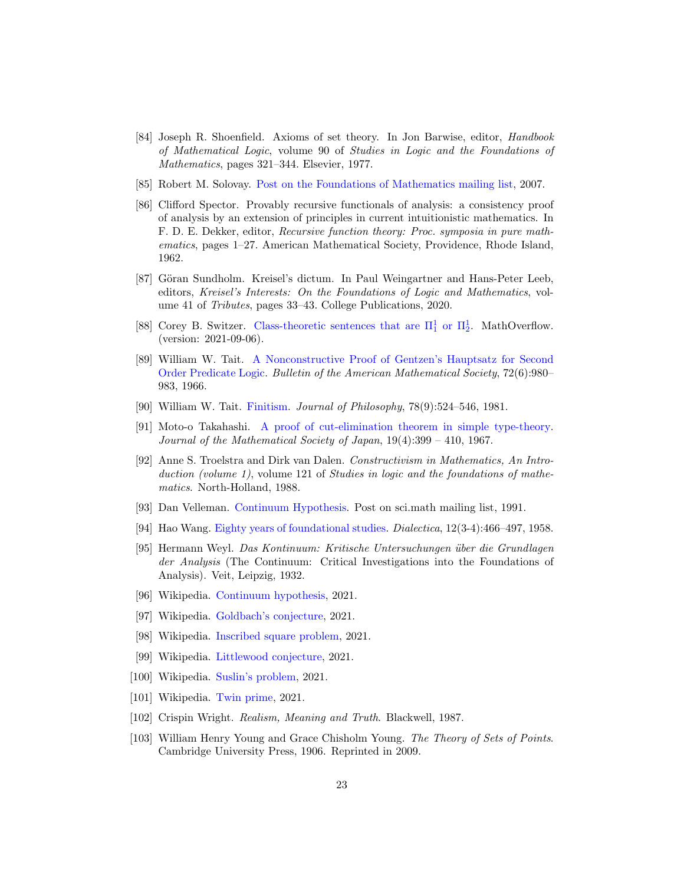[84] Joseph R. Shoenfield. Axioms of set theory. In Jon Barwise, editor, *Handbook of Mathematical Logic*, volume 90 of *Studies in Logic and the Foundations of Mathematics*, pages 321–344. Elsevier, 1977.

[85] Robert M. Solovay. Post on the Foundations of Mathematics mailing list, 2007.

[86] Clifford Spector. Provably recursive functionals of analysis: a consistency proof of analysis by an extension of principles in current intuitionistic mathematics. In F. D. E. Dekker, editor, *Recursive function theory: Proc. symposia in pure mathematics*, pages 1–27. American Mathematical Society, Providence, Rhode Island, 1962.

[87] Göran Sundholm. Kreisel's dictum. In Paul Weingartner and Hans-Peter Leeb, editors, *Kreisel's Interests: On the Foundations of Logic and Mathematics*, volume 41 of *Tributes*, pages 33–43. College Publications, 2020.

[88] Corey B. Switzer. Class-theoretic sentences that are $\Pi^1_1$ or $\Pi^1_2$. MathOverflow. (version: 2021-09-06).

[89] William W. Tait. A Nonconstructive Proof of Gentzen's Hauptsatz for Second Order Predicate Logic. *Bulletin of the American Mathematical Society*, 72(6):980–983, 1966.

[90] William W. Tait. Finitism. *Journal of Philosophy*, 78(9):524–546, 1981.

[91] Moto-o Takahashi. A proof of cut-elimination theorem in simple type-theory. *Journal of the Mathematical Society of Japan*, 19(4):399 – 410, 1967.

[92] Anne S. Troelstra and Dirk van Dalen. *Constructivism in Mathematics, An Introduction (volume 1)*, volume 121 of *Studies in logic and the foundations of mathematics*. North-Holland, 1988.

[93] Dan Velleman. Continuum Hypothesis. Post on sci.math mailing list, 1991.

[94] Hao Wang. Eighty years of foundational studies. *Dialectica*, 12(3-4):466–497, 1958.

[95] Hermann Weyl. *Das Kontinuum: Kritische Untersuchungen über die Grundlagen der Analysis* (The Continuum: Critical Investigations into the Foundations of Analysis). Veit, Leipzig, 1932.

[96] Wikipedia. Continuum hypothesis, 2021.

[97] Wikipedia. Goldbach's conjecture, 2021.

[98] Wikipedia. Inscribed square problem, 2021.

[99] Wikipedia. Littlewood conjecture, 2021.

[100] Wikipedia. Suslin's problem, 2021.

[101] Wikipedia. Twin prime, 2021.

[102] Crispin Wright. *Realism, Meaning and Truth*. Blackwell, 1987.

[103] William Henry Young and Grace Chisholm Young. *The Theory of Sets of Points*. Cambridge University Press, 1906. Reprinted in 2009.